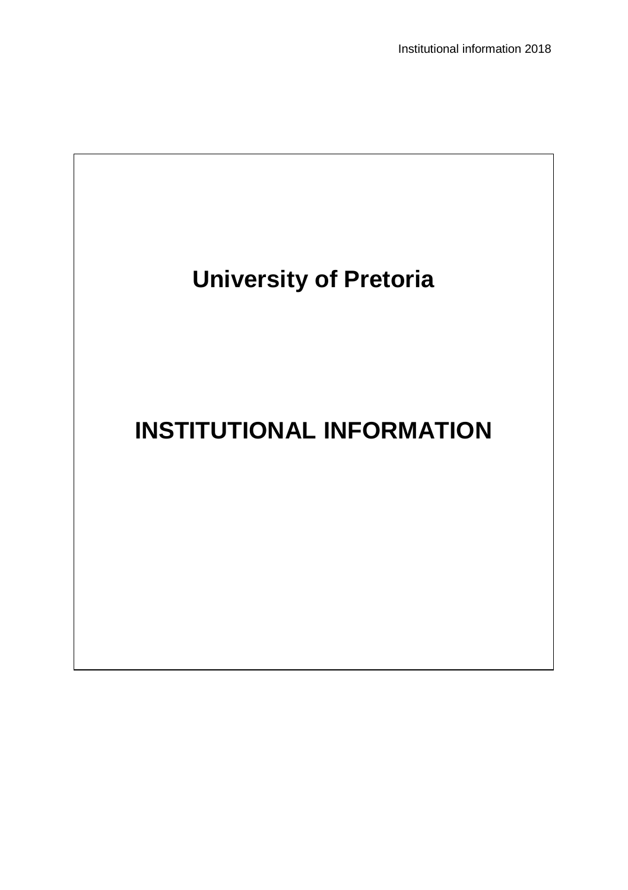# University of Pretoria

# INSTITUTIONAL INFORMATION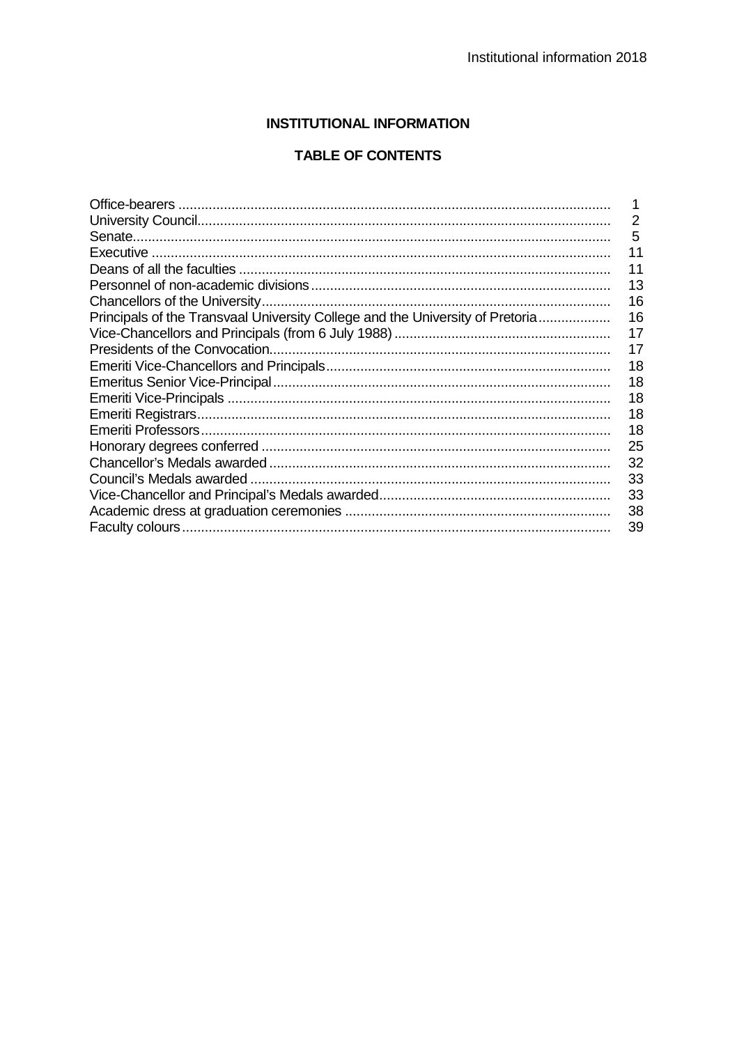# INSTITUTIONAL INFORMATION

## TABLE OF CONTENTS

| | |
|---|---|
| Office-bearers | 1 |
| University Council | 2 |
| Senate | 5 |
| Executive | 11 |
| Deans of all the faculties | 11 |
| Personnel of non-academic divisions | 13 |
| Chancellors of the University | 16 |
| Principals of the Transvaal University College and the University of Pretoria | 16 |
| Vice-Chancellors and Principals (from 6 July 1988) | 17 |
| Presidents of the Convocation | 17 |
| Emeriti Vice-Chancellors and Principals | 18 |
| Emeritus Senior Vice-Principal | 18 |
| Emeriti Vice-Principals | 18 |
| Emeriti Registrars | 18 |
| Emeriti Professors | 18 |
| Honorary degrees conferred | 25 |
| Chancellor's Medals awarded | 32 |
| Council's Medals awarded | 33 |
| Vice-Chancellor and Principal's Medals awarded | 33 |
| Academic dress at graduation ceremonies | 38 |
| Faculty colours | 39 |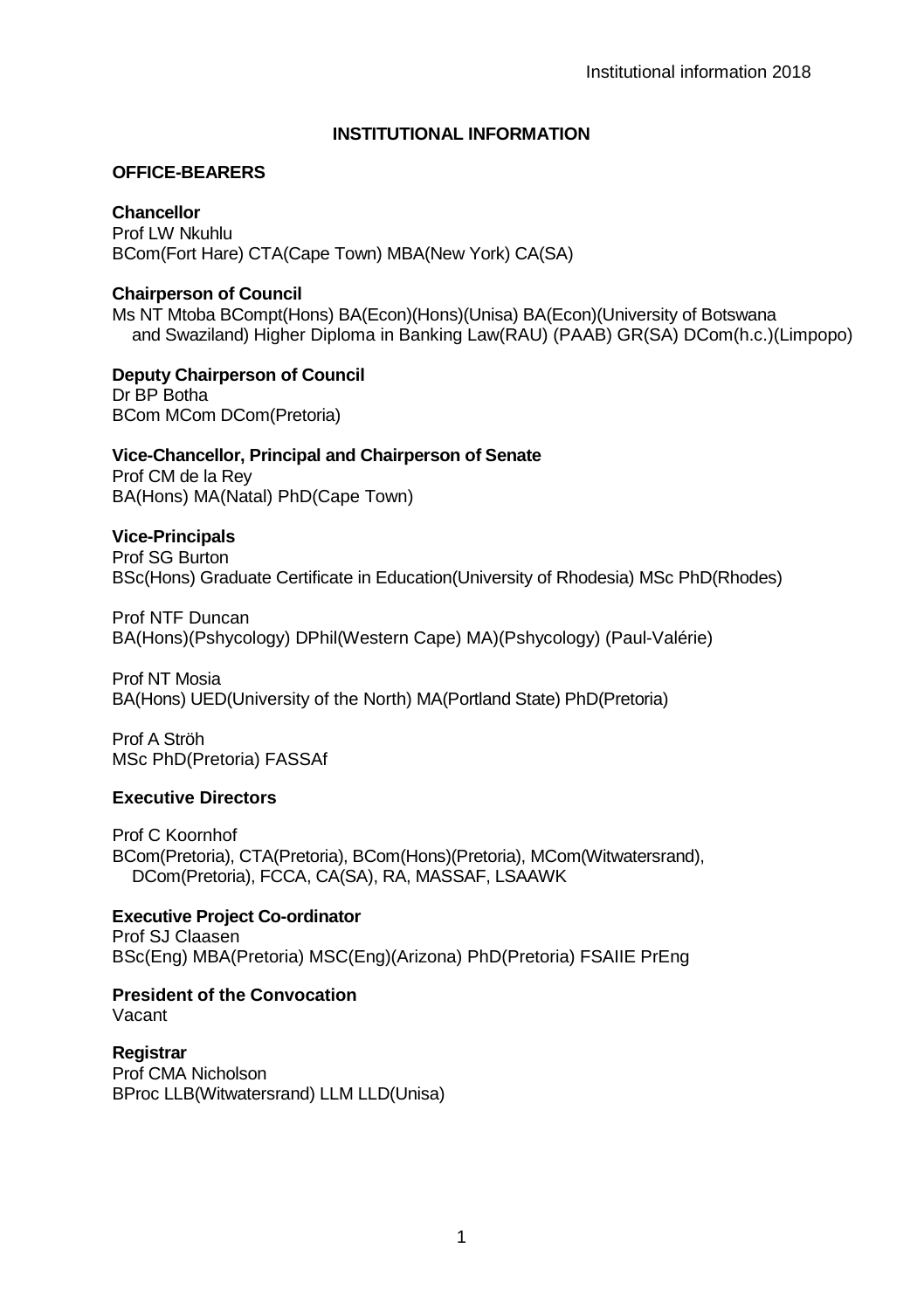# INSTITUTIONAL INFORMATION

## OFFICE-BEARERS

**Chancellor**
Prof LW Nkuhlu
BCom(Fort Hare) CTA(Cape Town) MBA(New York) CA(SA)

**Chairperson of Council**
Ms NT Mtoba BCompt(Hons) BA(Econ)(Hons)(Unisa) BA(Econ)(University of Botswana and Swaziland) Higher Diploma in Banking Law(RAU) (PAAB) GR(SA) DCom(h.c.)(Limpopo)

**Deputy Chairperson of Council**
Dr BP Botha
BCom MCom DCom(Pretoria)

**Vice-Chancellor, Principal and Chairperson of Senate**
Prof CM de la Rey
BA(Hons) MA(Natal) PhD(Cape Town)

**Vice-Principals**
Prof SG Burton
BSc(Hons) Graduate Certificate in Education(University of Rhodesia) MSc PhD(Rhodes)

Prof NTF Duncan
BA(Hons)(Pshycology) DPhil(Western Cape) MA)(Pshycology) (Paul-Valérie)

Prof NT Mosia
BA(Hons) UED(University of the North) MA(Portland State) PhD(Pretoria)

Prof A Ströh
MSc PhD(Pretoria) FASSAf

**Executive Directors**

Prof C Koornhof
BCom(Pretoria), CTA(Pretoria), BCom(Hons)(Pretoria), MCom(Witwatersrand), DCom(Pretoria), FCCA, CA(SA), RA, MASSAF, LSAAWK

**Executive Project Co-ordinator**
Prof SJ Claasen
BSc(Eng) MBA(Pretoria) MSC(Eng)(Arizona) PhD(Pretoria) FSAIIE PrEng

**President of the Convocation**
Vacant

**Registrar**
Prof CMA Nicholson
BProc LLB(Witwatersrand) LLM LLD(Unisa)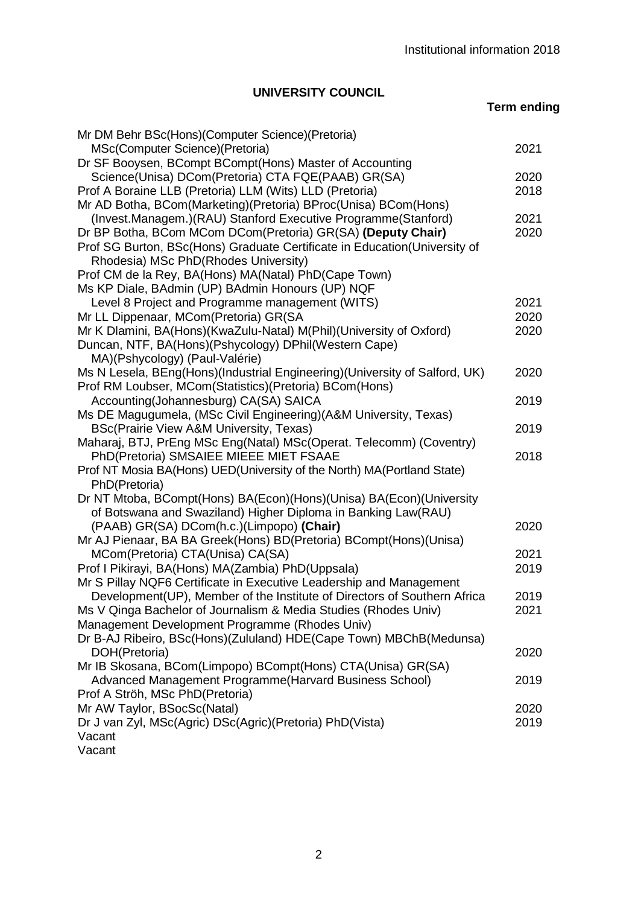## UNIVERSITY COUNCIL

| | Term ending |
|---|---|
| Mr DM Behr BSc(Hons)(Computer Science)(Pretoria) MSc(Computer Science)(Pretoria) | 2021 |
| Dr SF Booysen, BCompt BCompt(Hons) Master of Accounting Science(Unisa) DCom(Pretoria) CTA FQE(PAAB) GR(SA) | 2020 |
| Prof A Boraine LLB (Pretoria) LLM (Wits) LLD (Pretoria) | 2018 |
| Mr AD Botha, BCom(Marketing)(Pretoria) BProc(Unisa) BCom(Hons) (Invest.Managem.)(RAU) Stanford Executive Programme(Stanford) | 2021 |
| Dr BP Botha, BCom MCom DCom(Pretoria) GR(SA) **(Deputy Chair)** | 2020 |
| Prof SG Burton, BSc(Hons) Graduate Certificate in Education(University of Rhodesia) MSc PhD(Rhodes University) | |
| Prof CM de la Rey, BA(Hons) MA(Natal) PhD(Cape Town) | |
| Ms KP Diale, BAdmin (UP) BAdmin Honours (UP) NQF Level 8 Project and Programme management (WITS) | 2021 |
| Mr LL Dippenaar, MCom(Pretoria) GR(SA | 2020 |
| Mr K Dlamini, BA(Hons)(KwaZulu-Natal) M(Phil)(University of Oxford) | 2020 |
| Duncan, NTF, BA(Hons)(Pshycology) DPhil(Western Cape) MA)(Pshycology) (Paul-Valérie) | |
| Ms N Lesela, BEng(Hons)(Industrial Engineering)(University of Salford, UK) | 2020 |
| Prof RM Loubser, MCom(Statistics)(Pretoria) BCom(Hons) Accounting(Johannesburg) CA(SA) SAICA | 2019 |
| Ms DE Magugumela, (MSc Civil Engineering)(A&M University, Texas) BSc(Prairie View A&M University, Texas) | 2019 |
| Maharaj, BTJ, PrEng MSc Eng(Natal) MSc(Operat. Telecomm) (Coventry) PhD(Pretoria) SMSAIEE MIEEE MIET FSAAE | 2018 |
| Prof NT Mosia BA(Hons) UED(University of the North) MA(Portland State) PhD(Pretoria) | |
| Dr NT Mtoba, BCompt(Hons) BA(Econ)(Hons)(Unisa) BA(Econ)(University of Botswana and Swaziland) Higher Diploma in Banking Law(RAU) (PAAB) GR(SA) DCom(h.c.)(Limpopo) **(Chair)** | 2020 |
| Mr AJ Pienaar, BA BA Greek(Hons) BD(Pretoria) BCompt(Hons)(Unisa) MCom(Pretoria) CTA(Unisa) CA(SA) | 2021 |
| Prof I Pikirayi, BA(Hons) MA(Zambia) PhD(Uppsala) | 2019 |
| Mr S Pillay NQF6 Certificate in Executive Leadership and Management Development(UP), Member of the Institute of Directors of Southern Africa | 2019 |
| Ms V Qinga Bachelor of Journalism & Media Studies (Rhodes Univ) Management Development Programme (Rhodes Univ) | 2021 |
| Dr B-AJ Ribeiro, BSc(Hons)(Zululand) HDE(Cape Town) MBChB(Medunsa) DOH(Pretoria) | 2020 |
| Mr IB Skosana, BCom(Limpopo) BCompt(Hons) CTA(Unisa) GR(SA) Advanced Management Programme(Harvard Business School) | 2019 |
| Prof A Ströh, MSc PhD(Pretoria) | |
| Mr AW Taylor, BSocSc(Natal) | 2020 |
| Dr J van Zyl, MSc(Agric) DSc(Agric)(Pretoria) PhD(Vista) | 2019 |
| Vacant | |
| Vacant | |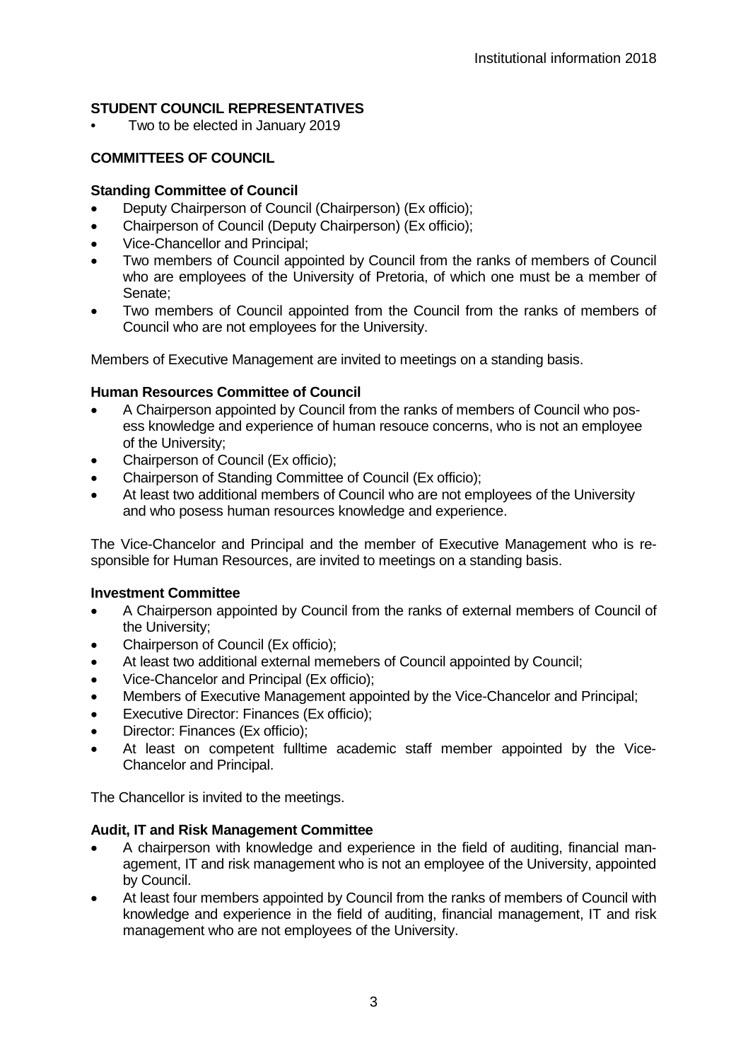## STUDENT COUNCIL REPRESENTATIVES

- Two to be elected in January 2019

## COMMITTEES OF COUNCIL

### Standing Committee of Council

- Deputy Chairperson of Council (Chairperson) (Ex officio);
- Chairperson of Council (Deputy Chairperson) (Ex officio);
- Vice-Chancellor and Principal;
- Two members of Council appointed by Council from the ranks of members of Council who are employees of the University of Pretoria, of which one must be a member of Senate;
- Two members of Council appointed from the Council from the ranks of members of Council who are not employees for the University.

Members of Executive Management are invited to meetings on a standing basis.

### Human Resources Committee of Council

- A Chairperson appointed by Council from the ranks of members of Council who posess knowledge and experience of human resouce concerns, who is not an employee of the University;
- Chairperson of Council (Ex officio);
- Chairperson of Standing Committee of Council (Ex officio);
- At least two additional members of Council who are not employees of the University and who posess human resources knowledge and experience.

The Vice-Chancelor and Principal and the member of Executive Management who is responsible for Human Resources, are invited to meetings on a standing basis.

### Investment Committee

- A Chairperson appointed by Council from the ranks of external members of Council of the University;
- Chairperson of Council (Ex officio);
- At least two additional external memebers of Council appointed by Council;
- Vice-Chancelor and Principal (Ex officio);
- Members of Executive Management appointed by the Vice-Chancelor and Principal;
- Executive Director: Finances (Ex officio);
- Director: Finances (Ex officio);
- At least on competent fulltime academic staff member appointed by the Vice-Chancelor and Principal.

The Chancellor is invited to the meetings.

### Audit, IT and Risk Management Committee

- A chairperson with knowledge and experience in the field of auditing, financial management, IT and risk management who is not an employee of the University, appointed by Council.
- At least four members appointed by Council from the ranks of members of Council with knowledge and experience in the field of auditing, financial management, IT and risk management who are not employees of the University.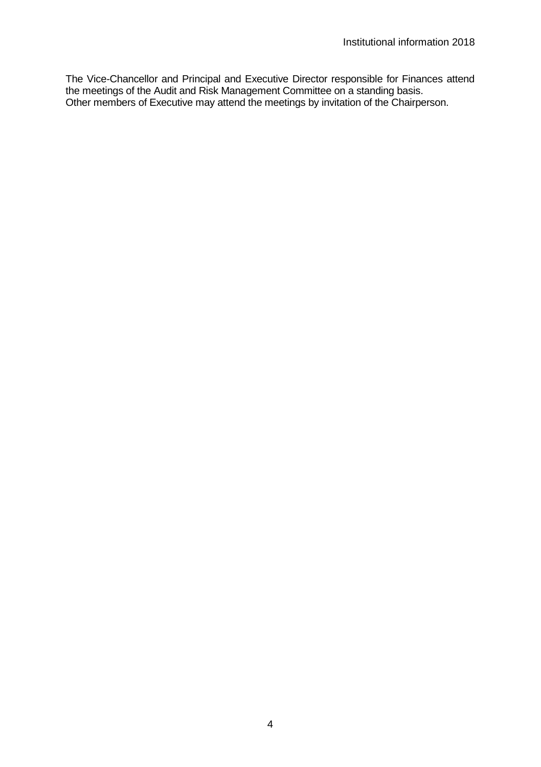The Vice-Chancellor and Principal and Executive Director responsible for Finances attend the meetings of the Audit and Risk Management Committee on a standing basis.
Other members of Executive may attend the meetings by invitation of the Chairperson.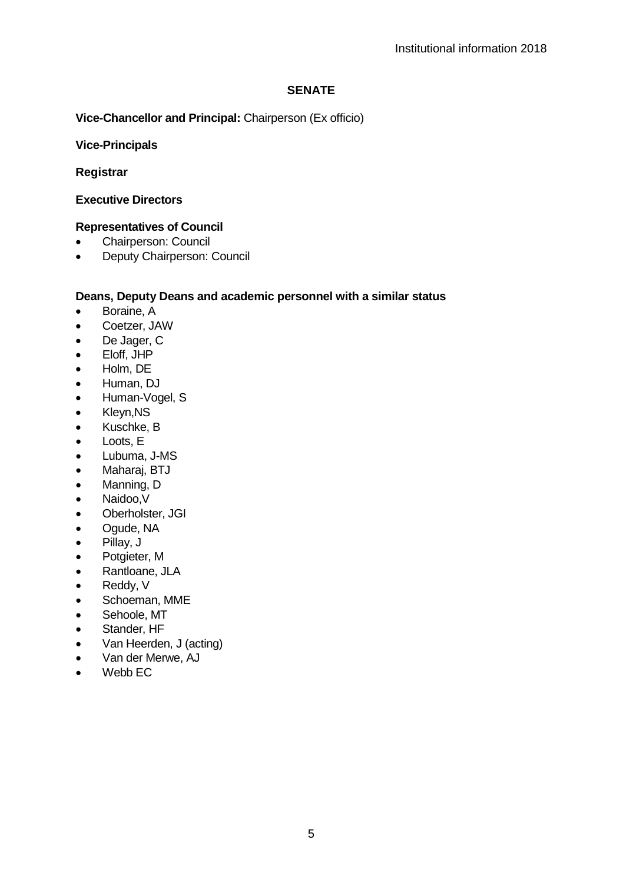## SENATE

**Vice-Chancellor and Principal:** Chairperson (Ex officio)

**Vice-Principals**

**Registrar**

**Executive Directors**

**Representatives of Council**

- Chairperson: Council
- Deputy Chairperson: Council

**Deans, Deputy Deans and academic personnel with a similar status**

- Boraine, A
- Coetzer, JAW
- De Jager, C
- Eloff, JHP
- Holm, DE
- Human, DJ
- Human-Vogel, S
- Kleyn,NS
- Kuschke, B
- Loots, E
- Lubuma, J-MS
- Maharaj, BTJ
- Manning, D
- Naidoo,V
- Oberholster, JGI
- Ogude, NA
- Pillay, J
- Potgieter, M
- Rantloane, JLA
- Reddy, V
- Schoeman, MME
- Sehoole, MT
- Stander, HF
- Van Heerden, J (acting)
- Van der Merwe, AJ
- Webb EC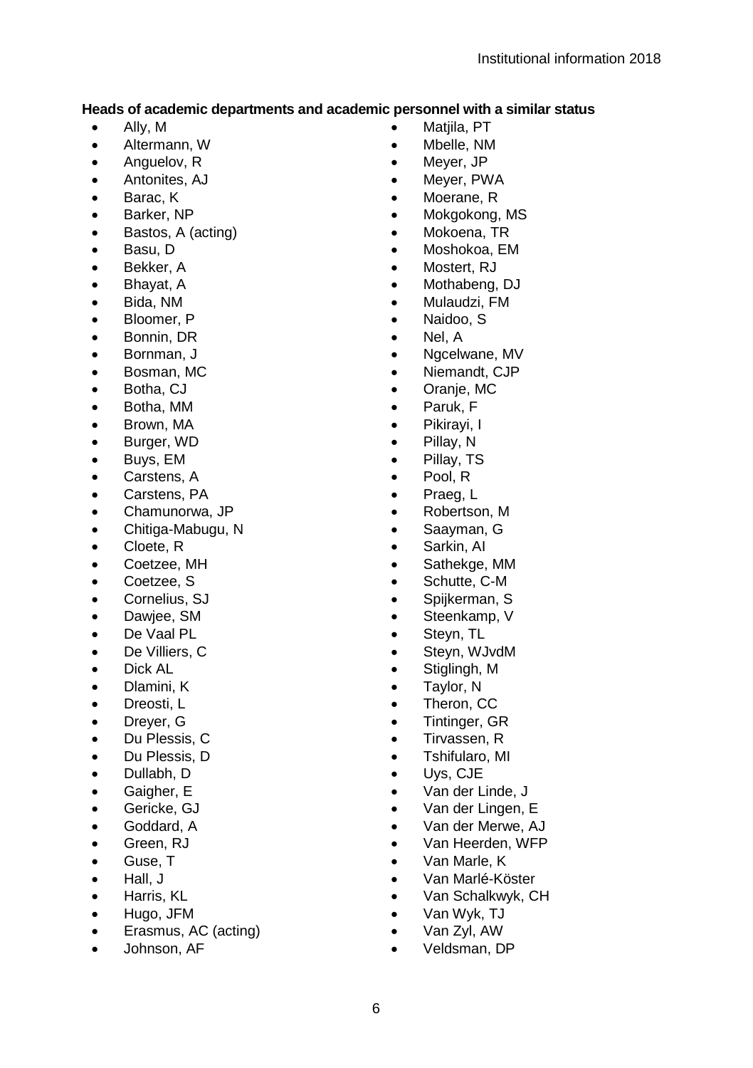**Heads of academic departments and academic personnel with a similar status**

- Ally, M
- Altermann, W
- Anguelov, R
- Antonites, AJ
- Barac, K
- Barker, NP
- Bastos, A (acting)
- Basu, D
- Bekker, A
- Bhayat, A
- Bida, NM
- Bloomer, P
- Bonnin, DR
- Bornman, J
- Bosman, MC
- Botha, CJ
- Botha, MM
- Brown, MA
- Burger, WD
- Buys, EM
- Carstens, A
- Carstens, PA
- Chamunorwa, JP
- Chitiga-Mabugu, N
- Cloete, R
- Coetzee, MH
- Coetzee, S
- Cornelius, SJ
- Dawjee, SM
- De Vaal PL
- De Villiers, C
- Dick AL
- Dlamini, K
- Dreosti, L
- Dreyer, G
- Du Plessis, C
- Du Plessis, D
- Dullabh, D
- Gaigher, E
- Gericke, GJ
- Goddard, A
- Green, RJ
- Guse, T
- Hall, J
- Harris, KL
- Hugo, JFM
- Erasmus, AC (acting)
- Johnson, AF
- Matjila, PT
- Mbelle, NM
- Meyer, JP
- Meyer, PWA
- Moerane, R
- Mokgokong, MS
- Mokoena, TR
- Moshokoa, EM
- Mostert, RJ
- Mothabeng, DJ
- Mulaudzi, FM
- Naidoo, S
- Nel, A
- Ngcelwane, MV
- Niemandt, CJP
- Oranje, MC
- Paruk, F
- Pikirayi, I
- Pillay, N
- Pillay, TS
- Pool, R
- Praeg, L
- Robertson, M
- Saayman, G
- Sarkin, AI
- Sathekge, MM
- Schutte, C-M
- Spijkerman, S
- Steenkamp, V
- Steyn, TL
- Steyn, WJvdM
- Stiglingh, M
- Taylor, N
- Theron, CC
- Tintinger, GR
- Tirvassen, R
- Tshifularo, MI
- Uys, CJE
- Van der Linde, J
- Van der Lingen, E
- Van der Merwe, AJ
- Van Heerden, WFP
- Van Marle, K
- Van Marlé-Köster
- Van Schalkwyk, CH
- Van Wyk, TJ
- Van Zyl, AW
- Veldsman, DP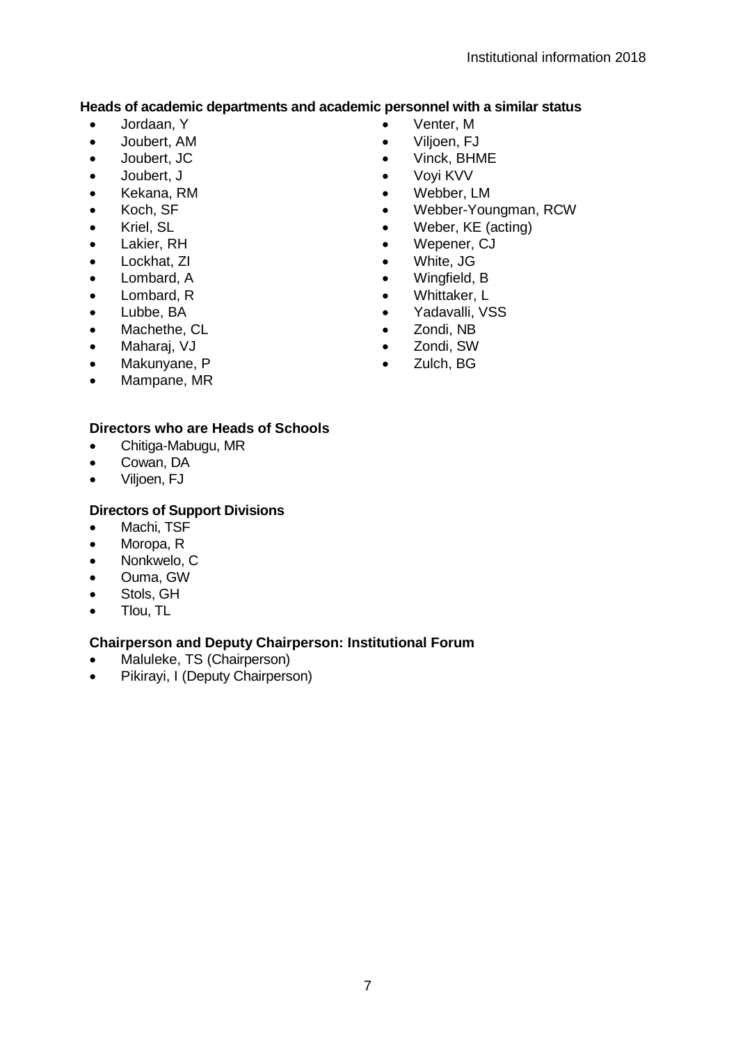**Heads of academic departments and academic personnel with a similar status**

- Jordaan, Y
- Joubert, AM
- Joubert, JC
- Joubert, J
- Kekana, RM
- Koch, SF
- Kriel, SL
- Lakier, RH
- Lockhat, ZI
- Lombard, A
- Lombard, R
- Lubbe, BA
- Machethe, CL
- Maharaj, VJ
- Makunyane, P
- Mampane, MR
- Venter, M
- Viljoen, FJ
- Vinck, BHME
- Voyi KVV
- Webber, LM
- Webber-Youngman, RCW
- Weber, KE (acting)
- Wepener, CJ
- White, JG
- Wingfield, B
- Whittaker, L
- Yadavalli, VSS
- Zondi, NB
- Zondi, SW
- Zulch, BG

**Directors who are Heads of Schools**

- Chitiga-Mabugu, MR
- Cowan, DA
- Viljoen, FJ

**Directors of Support Divisions**

- Machi, TSF
- Moropa, R
- Nonkwelo, C
- Ouma, GW
- Stols, GH
- Tlou, TL

**Chairperson and Deputy Chairperson: Institutional Forum**

- Maluleke, TS (Chairperson)
- Pikirayi, I (Deputy Chairperson)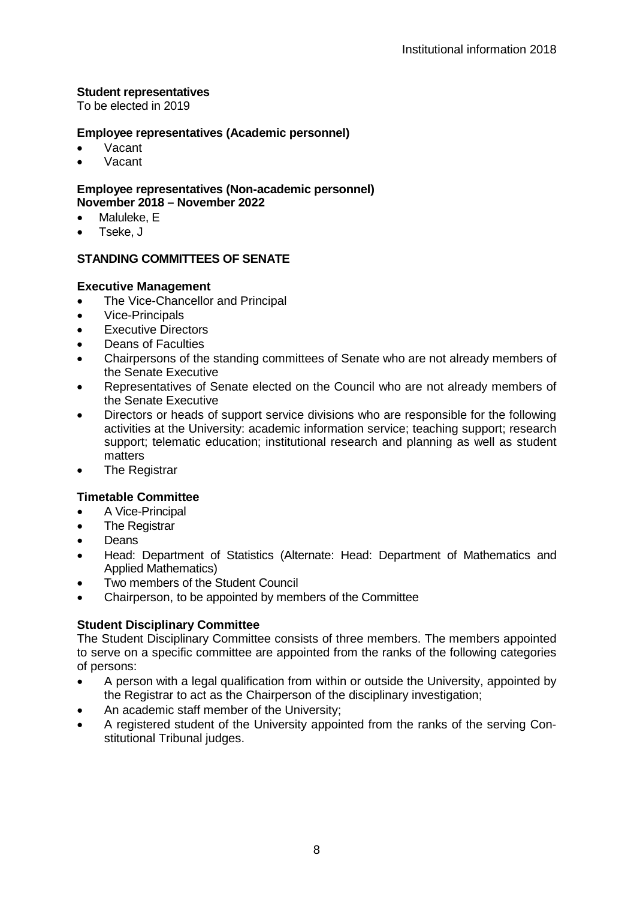**Student representatives**
To be elected in 2019

**Employee representatives (Academic personnel)**

- Vacant
- Vacant

**Employee representatives (Non-academic personnel)**
**November 2018 – November 2022**

- Maluleke, E
- Tseke, J

## STANDING COMMITTEES OF SENATE

**Executive Management**

- The Vice-Chancellor and Principal
- Vice-Principals
- Executive Directors
- Deans of Faculties
- Chairpersons of the standing committees of Senate who are not already members of the Senate Executive
- Representatives of Senate elected on the Council who are not already members of the Senate Executive
- Directors or heads of support service divisions who are responsible for the following activities at the University: academic information service; teaching support; research support; telematic education; institutional research and planning as well as student matters
- The Registrar

**Timetable Committee**

- A Vice-Principal
- The Registrar
- Deans
- Head: Department of Statistics (Alternate: Head: Department of Mathematics and Applied Mathematics)
- Two members of the Student Council
- Chairperson, to be appointed by members of the Committee

**Student Disciplinary Committee**
The Student Disciplinary Committee consists of three members. The members appointed to serve on a specific committee are appointed from the ranks of the following categories of persons:

- A person with a legal qualification from within or outside the University, appointed by the Registrar to act as the Chairperson of the disciplinary investigation;
- An academic staff member of the University;
- A registered student of the University appointed from the ranks of the serving Constitutional Tribunal judges.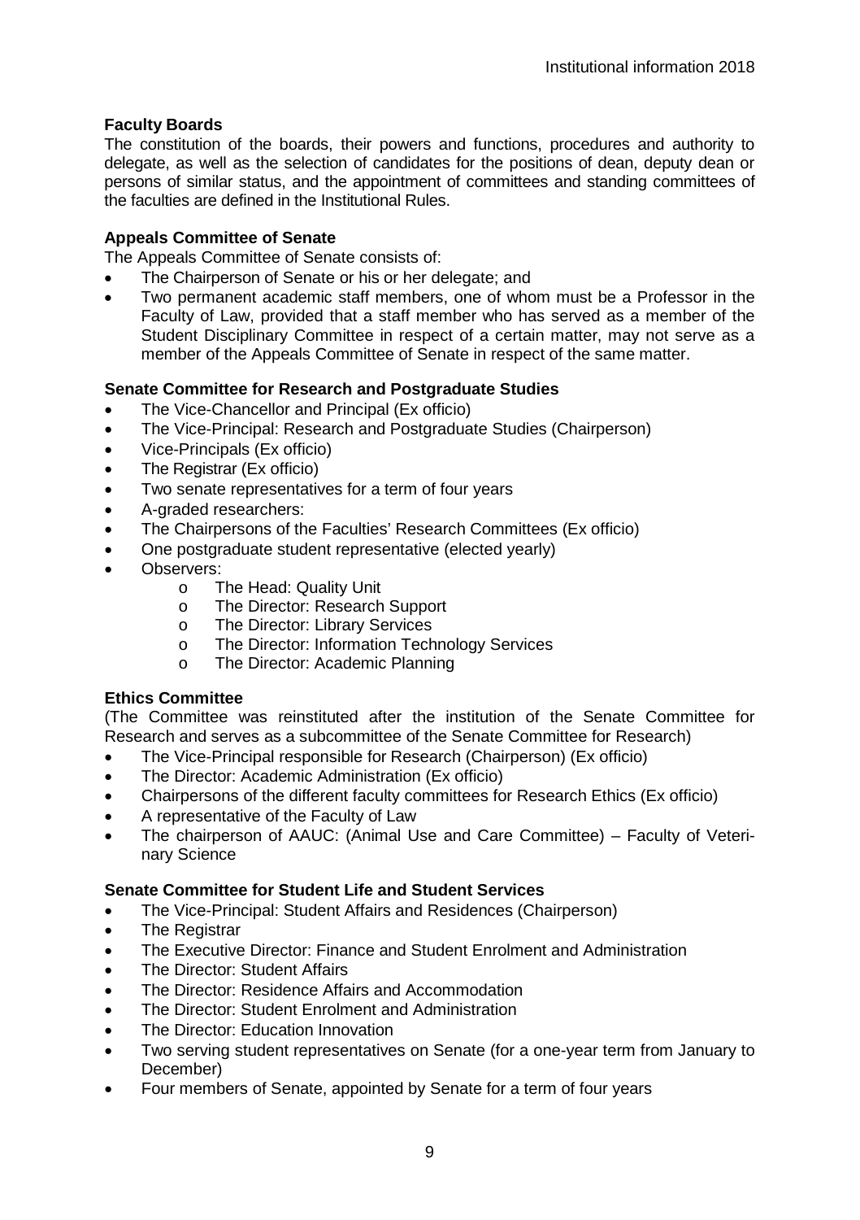**Faculty Boards**

The constitution of the boards, their powers and functions, procedures and authority to delegate, as well as the selection of candidates for the positions of dean, deputy dean or persons of similar status, and the appointment of committees and standing committees of the faculties are defined in the Institutional Rules.

**Appeals Committee of Senate**

The Appeals Committee of Senate consists of:

- The Chairperson of Senate or his or her delegate; and
- Two permanent academic staff members, one of whom must be a Professor in the Faculty of Law, provided that a staff member who has served as a member of the Student Disciplinary Committee in respect of a certain matter, may not serve as a member of the Appeals Committee of Senate in respect of the same matter.

**Senate Committee for Research and Postgraduate Studies**

- The Vice-Chancellor and Principal (Ex officio)
- The Vice-Principal: Research and Postgraduate Studies (Chairperson)
- Vice-Principals (Ex officio)
- The Registrar (Ex officio)
- Two senate representatives for a term of four years
- A-graded researchers:
- The Chairpersons of the Faculties' Research Committees (Ex officio)
- One postgraduate student representative (elected yearly)
- Observers:
    - The Head: Quality Unit
    - The Director: Research Support
    - The Director: Library Services
    - The Director: Information Technology Services
    - The Director: Academic Planning

**Ethics Committee**

(The Committee was reinstituted after the institution of the Senate Committee for Research and serves as a subcommittee of the Senate Committee for Research)

- The Vice-Principal responsible for Research (Chairperson) (Ex officio)
- The Director: Academic Administration (Ex officio)
- Chairpersons of the different faculty committees for Research Ethics (Ex officio)
- A representative of the Faculty of Law
- The chairperson of AAUC: (Animal Use and Care Committee) – Faculty of Veterinary Science

**Senate Committee for Student Life and Student Services**

- The Vice-Principal: Student Affairs and Residences (Chairperson)
- The Registrar
- The Executive Director: Finance and Student Enrolment and Administration
- The Director: Student Affairs
- The Director: Residence Affairs and Accommodation
- The Director: Student Enrolment and Administration
- The Director: Education Innovation
- Two serving student representatives on Senate (for a one-year term from January to December)
- Four members of Senate, appointed by Senate for a term of four years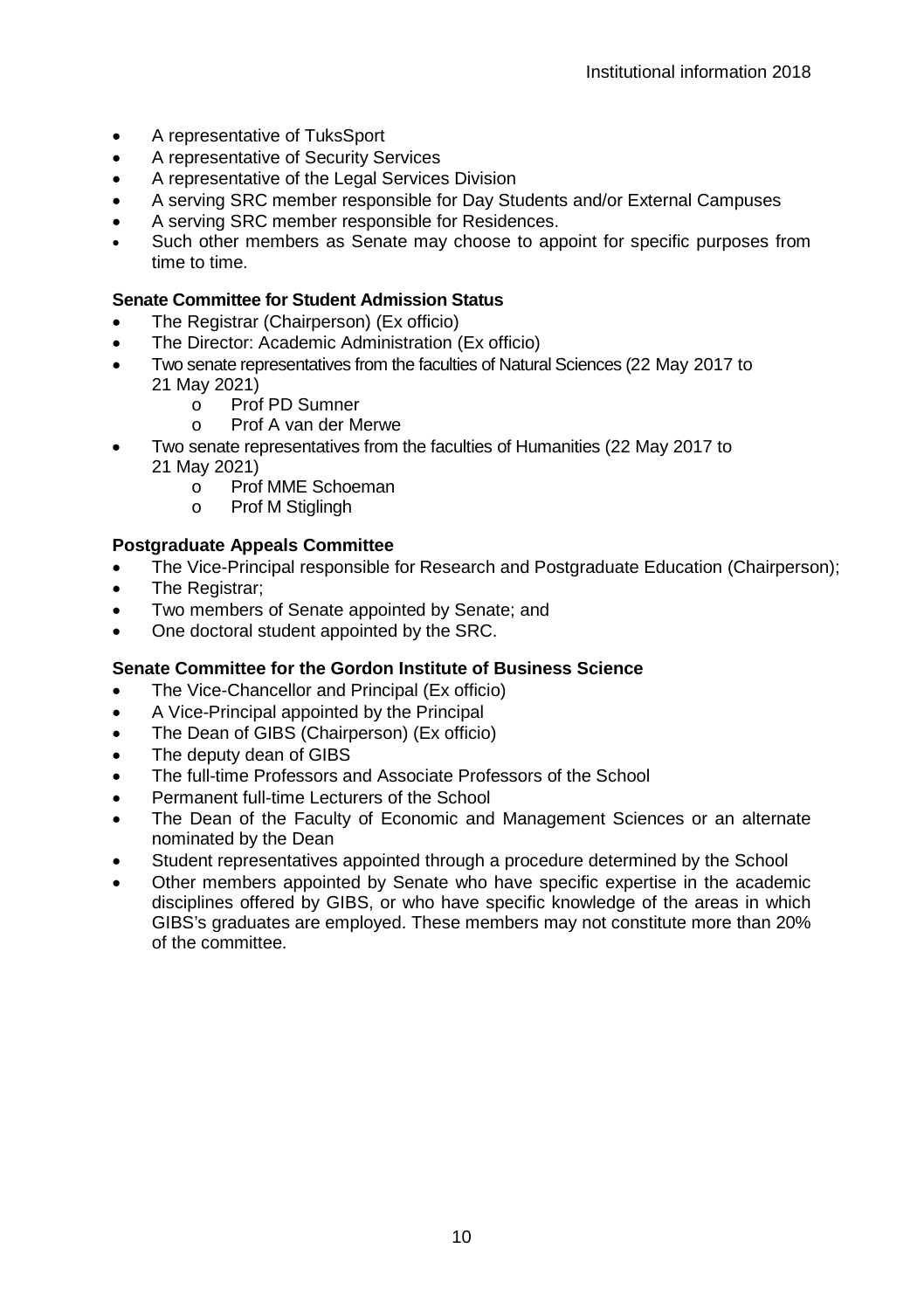- A representative of TuksSport
- A representative of Security Services
- A representative of the Legal Services Division
- A serving SRC member responsible for Day Students and/or External Campuses
- A serving SRC member responsible for Residences.
- Such other members as Senate may choose to appoint for specific purposes from time to time.

**Senate Committee for Student Admission Status**

- The Registrar (Chairperson) (Ex officio)
- The Director: Academic Administration (Ex officio)
- Two senate representatives from the faculties of Natural Sciences (22 May 2017 to 21 May 2021)
  - Prof PD Sumner
  - Prof A van der Merwe
- Two senate representatives from the faculties of Humanities (22 May 2017 to 21 May 2021)
  - Prof MME Schoeman
  - Prof M Stiglingh

**Postgraduate Appeals Committee**

- The Vice-Principal responsible for Research and Postgraduate Education (Chairperson);
- The Registrar;
- Two members of Senate appointed by Senate; and
- One doctoral student appointed by the SRC.

**Senate Committee for the Gordon Institute of Business Science**

- The Vice-Chancellor and Principal (Ex officio)
- A Vice-Principal appointed by the Principal
- The Dean of GIBS (Chairperson) (Ex officio)
- The deputy dean of GIBS
- The full-time Professors and Associate Professors of the School
- Permanent full-time Lecturers of the School
- The Dean of the Faculty of Economic and Management Sciences or an alternate nominated by the Dean
- Student representatives appointed through a procedure determined by the School
- Other members appointed by Senate who have specific expertise in the academic disciplines offered by GIBS, or who have specific knowledge of the areas in which GIBS's graduates are employed. These members may not constitute more than 20% of the committee.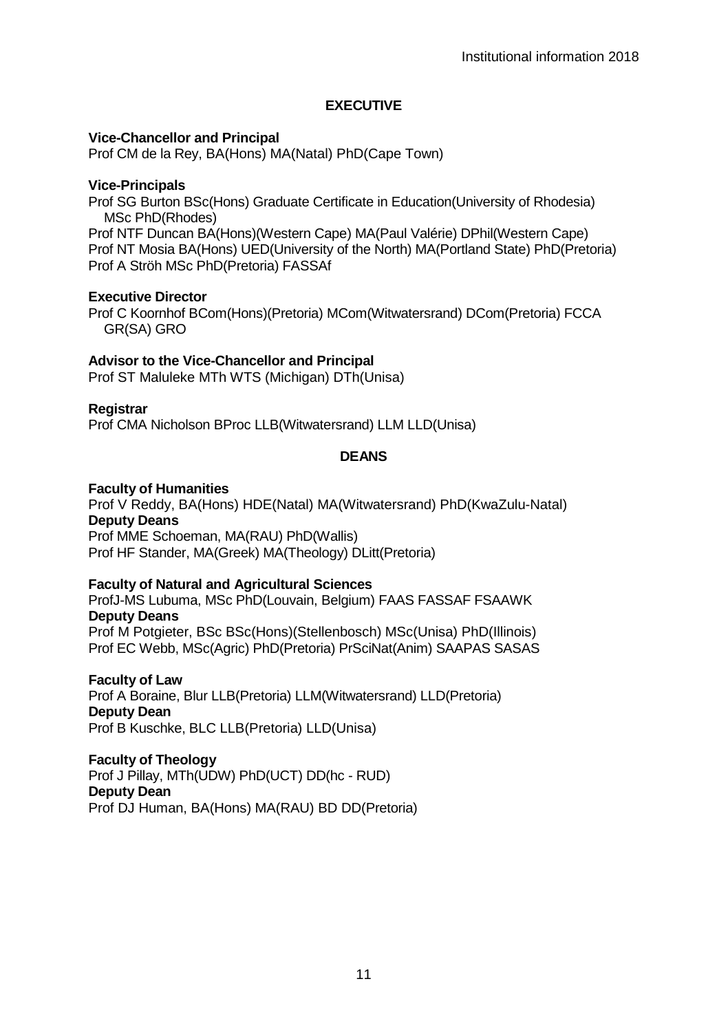## EXECUTIVE

**Vice-Chancellor and Principal**
Prof CM de la Rey, BA(Hons) MA(Natal) PhD(Cape Town)

**Vice-Principals**
Prof SG Burton BSc(Hons) Graduate Certificate in Education(University of Rhodesia) MSc PhD(Rhodes)
Prof NTF Duncan BA(Hons)(Western Cape) MA(Paul Valérie) DPhil(Western Cape)
Prof NT Mosia BA(Hons) UED(University of the North) MA(Portland State) PhD(Pretoria)
Prof A Ströh MSc PhD(Pretoria) FASSAf

**Executive Director**
Prof C Koornhof BCom(Hons)(Pretoria) MCom(Witwatersrand) DCom(Pretoria) FCCA GR(SA) GRO

**Advisor to the Vice-Chancellor and Principal**
Prof ST Maluleke MTh WTS (Michigan) DTh(Unisa)

**Registrar**
Prof CMA Nicholson BProc LLB(Witwatersrand) LLM LLD(Unisa)

## DEANS

**Faculty of Humanities**
Prof V Reddy, BA(Hons) HDE(Natal) MA(Witwatersrand) PhD(KwaZulu-Natal)
**Deputy Deans**
Prof MME Schoeman, MA(RAU) PhD(Wallis)
Prof HF Stander, MA(Greek) MA(Theology) DLitt(Pretoria)

**Faculty of Natural and Agricultural Sciences**
ProfJ-MS Lubuma, MSc PhD(Louvain, Belgium) FAAS FASSAF FSAAWK
**Deputy Deans**
Prof M Potgieter, BSc BSc(Hons)(Stellenbosch) MSc(Unisa) PhD(Illinois)
Prof EC Webb, MSc(Agric) PhD(Pretoria) PrSciNat(Anim) SAAPAS SASAS

**Faculty of Law**
Prof A Boraine, Blur LLB(Pretoria) LLM(Witwatersrand) LLD(Pretoria)
**Deputy Dean**
Prof B Kuschke, BLC LLB(Pretoria) LLD(Unisa)

**Faculty of Theology**
Prof J Pillay, MTh(UDW) PhD(UCT) DD(hc - RUD)
**Deputy Dean**
Prof DJ Human, BA(Hons) MA(RAU) BD DD(Pretoria)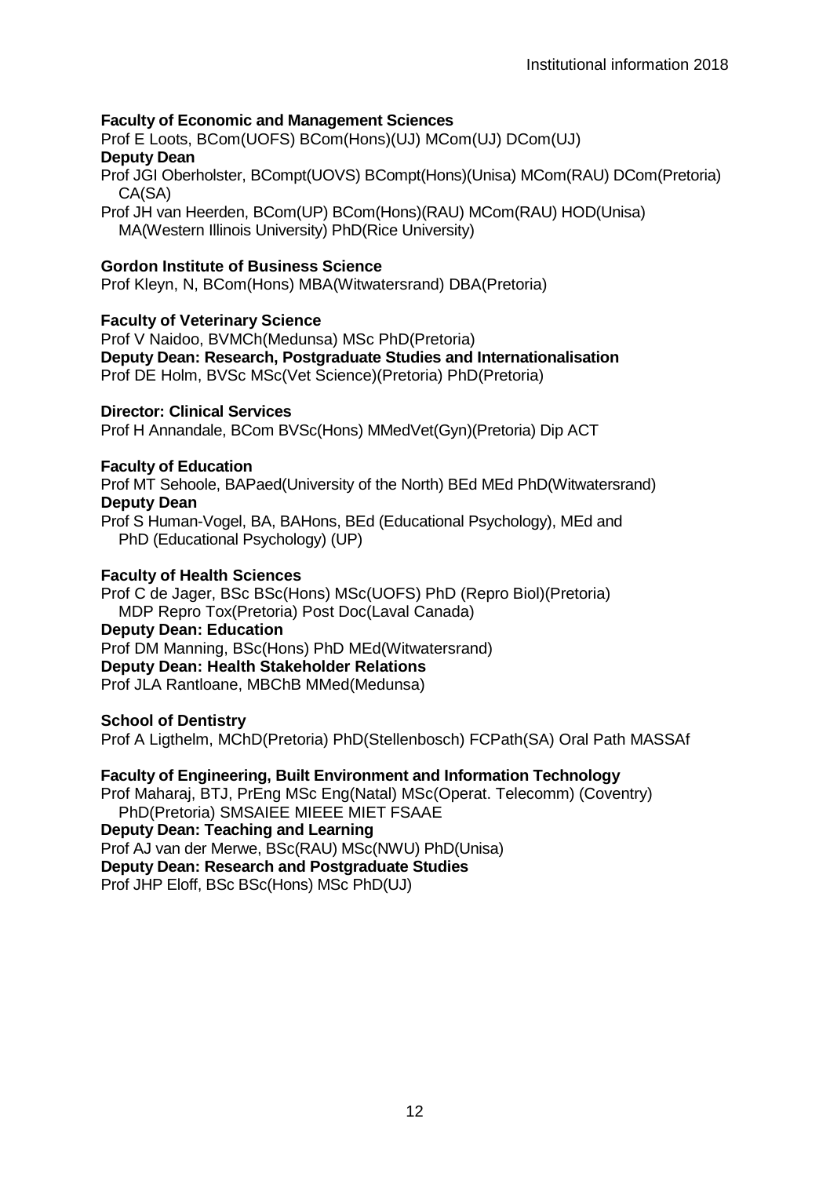**Faculty of Economic and Management Sciences**

Prof E Loots, BCom(UOFS) BCom(Hons)(UJ) MCom(UJ) DCom(UJ)

**Deputy Dean**

Prof JGI Oberholster, BCompt(UOVS) BCompt(Hons)(Unisa) MCom(RAU) DCom(Pretoria) CA(SA)

Prof JH van Heerden, BCom(UP) BCom(Hons)(RAU) MCom(RAU) HOD(Unisa) MA(Western Illinois University) PhD(Rice University)

**Gordon Institute of Business Science**

Prof Kleyn, N, BCom(Hons) MBA(Witwatersrand) DBA(Pretoria)

**Faculty of Veterinary Science**

Prof V Naidoo, BVMCh(Medunsa) MSc PhD(Pretoria)

**Deputy Dean: Research, Postgraduate Studies and Internationalisation**

Prof DE Holm, BVSc MSc(Vet Science)(Pretoria) PhD(Pretoria)

**Director: Clinical Services**

Prof H Annandale, BCom BVSc(Hons) MMedVet(Gyn)(Pretoria) Dip ACT

**Faculty of Education**

Prof MT Sehoole, BAPaed(University of the North) BEd MEd PhD(Witwatersrand)

**Deputy Dean**

Prof S Human-Vogel, BA, BAHons, BEd (Educational Psychology), MEd and PhD (Educational Psychology) (UP)

**Faculty of Health Sciences**

Prof C de Jager, BSc BSc(Hons) MSc(UOFS) PhD (Repro Biol)(Pretoria) MDP Repro Tox(Pretoria) Post Doc(Laval Canada)

**Deputy Dean: Education**

Prof DM Manning, BSc(Hons) PhD MEd(Witwatersrand)

**Deputy Dean: Health Stakeholder Relations**

Prof JLA Rantloane, MBChB MMed(Medunsa)

**School of Dentistry**

Prof A Ligthelm, MChD(Pretoria) PhD(Stellenbosch) FCPath(SA) Oral Path MASSAf

**Faculty of Engineering, Built Environment and Information Technology**

Prof Maharaj, BTJ, PrEng MSc Eng(Natal) MSc(Operat. Telecomm) (Coventry) PhD(Pretoria) SMSAIEE MIEEE MIET FSAAE

**Deputy Dean: Teaching and Learning**

Prof AJ van der Merwe, BSc(RAU) MSc(NWU) PhD(Unisa)

**Deputy Dean: Research and Postgraduate Studies**

Prof JHP Eloff, BSc BSc(Hons) MSc PhD(UJ)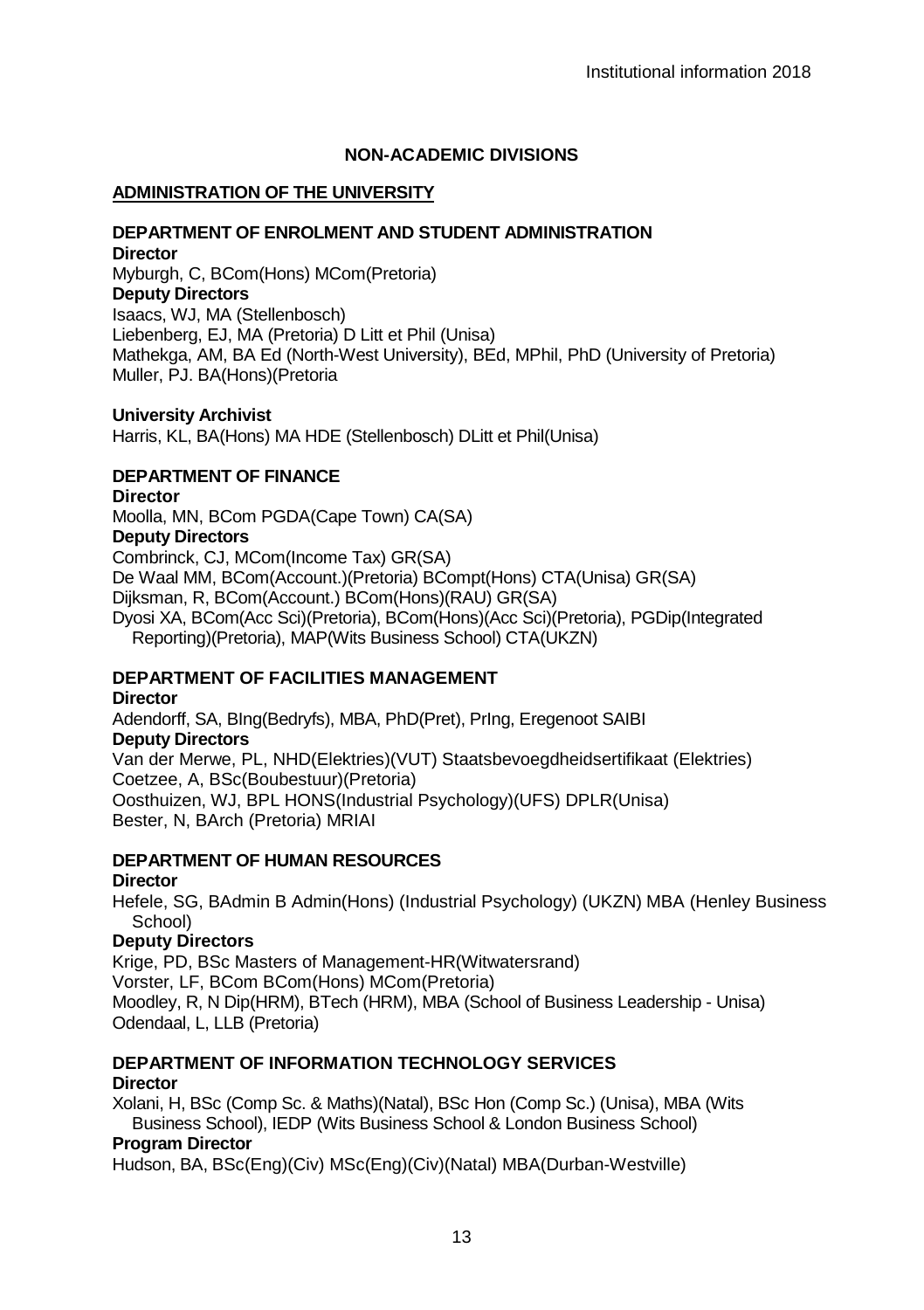## NON-ACADEMIC DIVISIONS

### ADMINISTRATION OF THE UNIVERSITY

#### DEPARTMENT OF ENROLMENT AND STUDENT ADMINISTRATION

**Director**
Myburgh, C, BCom(Hons) MCom(Pretoria)
**Deputy Directors**
Isaacs, WJ, MA (Stellenbosch)
Liebenberg, EJ, MA (Pretoria) D Litt et Phil (Unisa)
Mathekga, AM, BA Ed (North-West University), BEd, MPhil, PhD (University of Pretoria)
Muller, PJ. BA(Hons)(Pretoria

**University Archivist**
Harris, KL, BA(Hons) MA HDE (Stellenbosch) DLitt et Phil(Unisa)

#### DEPARTMENT OF FINANCE

**Director**
Moolla, MN, BCom PGDA(Cape Town) CA(SA)
**Deputy Directors**
Combrinck, CJ, MCom(Income Tax) GR(SA)
De Waal MM, BCom(Account.)(Pretoria) BCompt(Hons) CTA(Unisa) GR(SA)
Dijksman, R, BCom(Account.) BCom(Hons)(RAU) GR(SA)
Dyosi XA, BCom(Acc Sci)(Pretoria), BCom(Hons)(Acc Sci)(Pretoria), PGDip(Integrated Reporting)(Pretoria), MAP(Wits Business School) CTA(UKZN)

#### DEPARTMENT OF FACILITIES MANAGEMENT

**Director**
Adendorff, SA, BIng(Bedryfs), MBA, PhD(Pret), PrIng, Eregenoot SAIBI
**Deputy Directors**
Van der Merwe, PL, NHD(Elektries)(VUT) Staatsbevoegdheidsertifikaat (Elektries)
Coetzee, A, BSc(Boubestuur)(Pretoria)
Oosthuizen, WJ, BPL HONS(Industrial Psychology)(UFS) DPLR(Unisa)
Bester, N, BArch (Pretoria) MRIAI

#### DEPARTMENT OF HUMAN RESOURCES

**Director**
Hefele, SG, BAdmin B Admin(Hons) (Industrial Psychology) (UKZN) MBA (Henley Business School)
**Deputy Directors**
Krige, PD, BSc Masters of Management-HR(Witwatersrand)
Vorster, LF, BCom BCom(Hons) MCom(Pretoria)
Moodley, R, N Dip(HRM), BTech (HRM), MBA (School of Business Leadership - Unisa)
Odendaal, L, LLB (Pretoria)

#### DEPARTMENT OF INFORMATION TECHNOLOGY SERVICES

**Director**
Xolani, H, BSc (Comp Sc. & Maths)(Natal), BSc Hon (Comp Sc.) (Unisa), MBA (Wits Business School), IEDP (Wits Business School & London Business School)
**Program Director**
Hudson, BA, BSc(Eng)(Civ) MSc(Eng)(Civ)(Natal) MBA(Durban-Westville)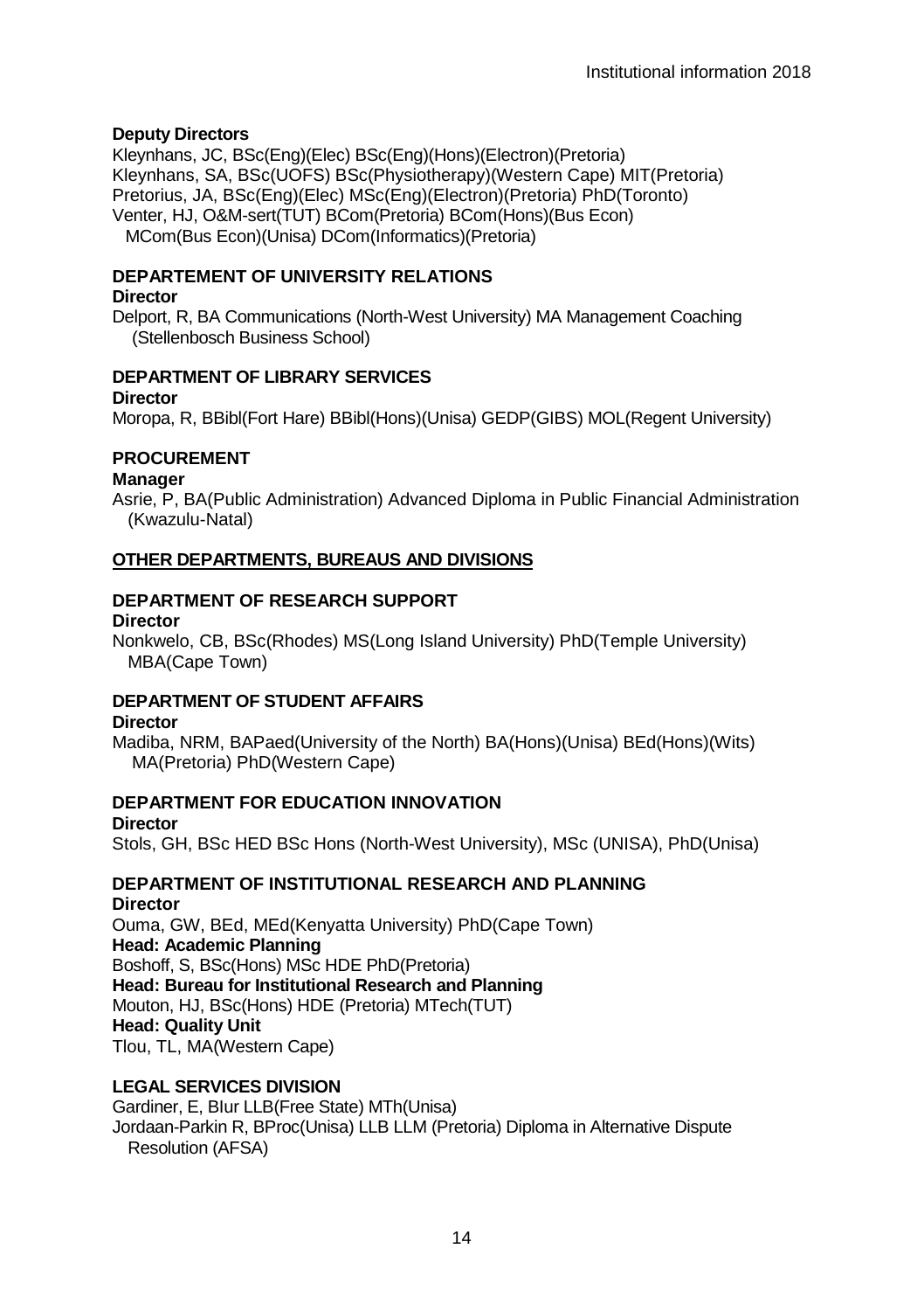**Deputy Directors**

Kleynhans, JC, BSc(Eng)(Elec) BSc(Eng)(Hons)(Electron)(Pretoria)
Kleynhans, SA, BSc(UOFS) BSc(Physiotherapy)(Western Cape) MIT(Pretoria)
Pretorius, JA, BSc(Eng)(Elec) MSc(Eng)(Electron)(Pretoria) PhD(Toronto)
Venter, HJ, O&M-sert(TUT) BCom(Pretoria) BCom(Hons)(Bus Econ) MCom(Bus Econ)(Unisa) DCom(Informatics)(Pretoria)

### DEPARTEMENT OF UNIVERSITY RELATIONS

**Director**

Delport, R, BA Communications (North-West University) MA Management Coaching (Stellenbosch Business School)

### DEPARTMENT OF LIBRARY SERVICES

**Director**

Moropa, R, BBibl(Fort Hare) BBibl(Hons)(Unisa) GEDP(GIBS) MOL(Regent University)

### PROCUREMENT

**Manager**

Asrie, P, BA(Public Administration) Advanced Diploma in Public Financial Administration (Kwazulu-Natal)

## OTHER DEPARTMENTS, BUREAUS AND DIVISIONS

### DEPARTMENT OF RESEARCH SUPPORT

**Director**

Nonkwelo, CB, BSc(Rhodes) MS(Long Island University) PhD(Temple University) MBA(Cape Town)

### DEPARTMENT OF STUDENT AFFAIRS

**Director**

Madiba, NRM, BAPaed(University of the North) BA(Hons)(Unisa) BEd(Hons)(Wits) MA(Pretoria) PhD(Western Cape)

### DEPARTMENT FOR EDUCATION INNOVATION

**Director**

Stols, GH, BSc HED BSc Hons (North-West University), MSc (UNISA), PhD(Unisa)

### DEPARTMENT OF INSTITUTIONAL RESEARCH AND PLANNING

**Director**

Ouma, GW, BEd, MEd(Kenyatta University) PhD(Cape Town)

**Head: Academic Planning**

Boshoff, S, BSc(Hons) MSc HDE PhD(Pretoria)

**Head: Bureau for Institutional Research and Planning**

Mouton, HJ, BSc(Hons) HDE (Pretoria) MTech(TUT)

**Head: Quality Unit**

Tlou, TL, MA(Western Cape)

### LEGAL SERVICES DIVISION

Gardiner, E, BIur LLB(Free State) MTh(Unisa)
Jordaan-Parkin R, BProc(Unisa) LLB LLM (Pretoria) Diploma in Alternative Dispute Resolution (AFSA)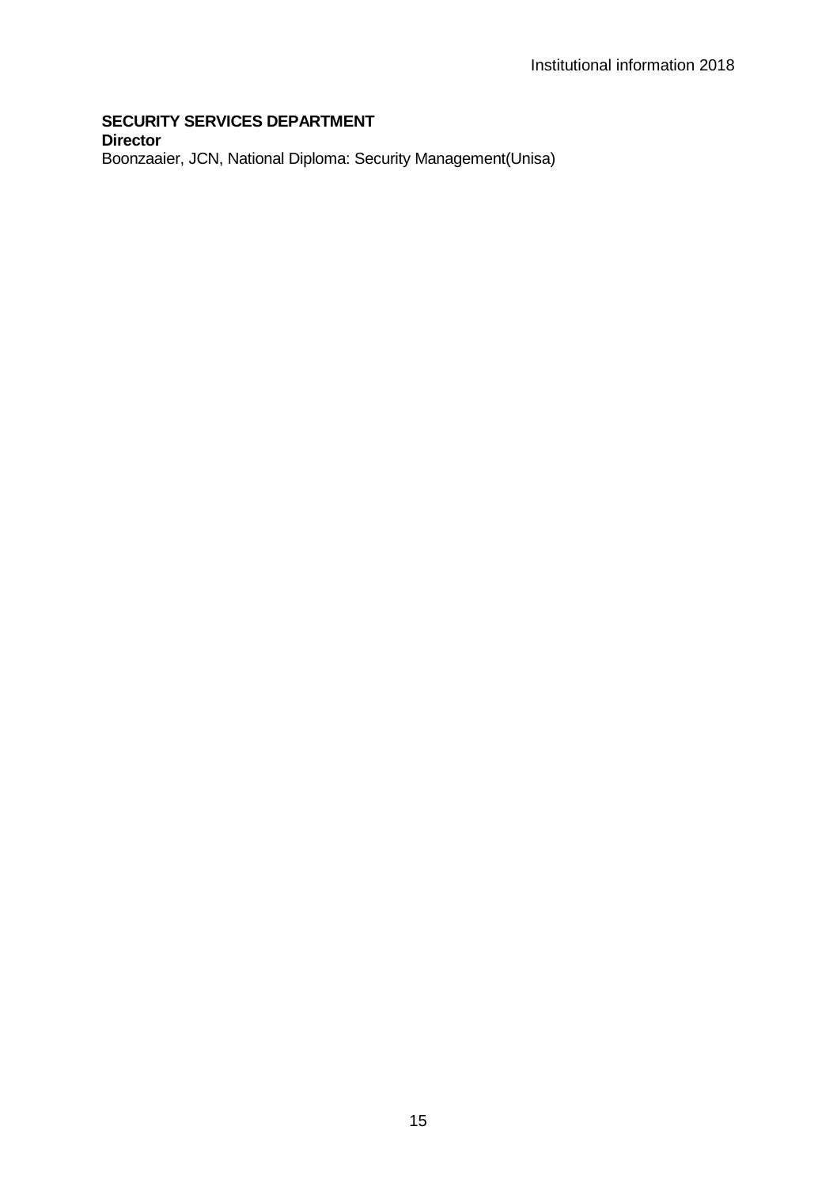**SECURITY SERVICES DEPARTMENT**

**Director**

Boonzaaier, JCN, National Diploma: Security Management(Unisa)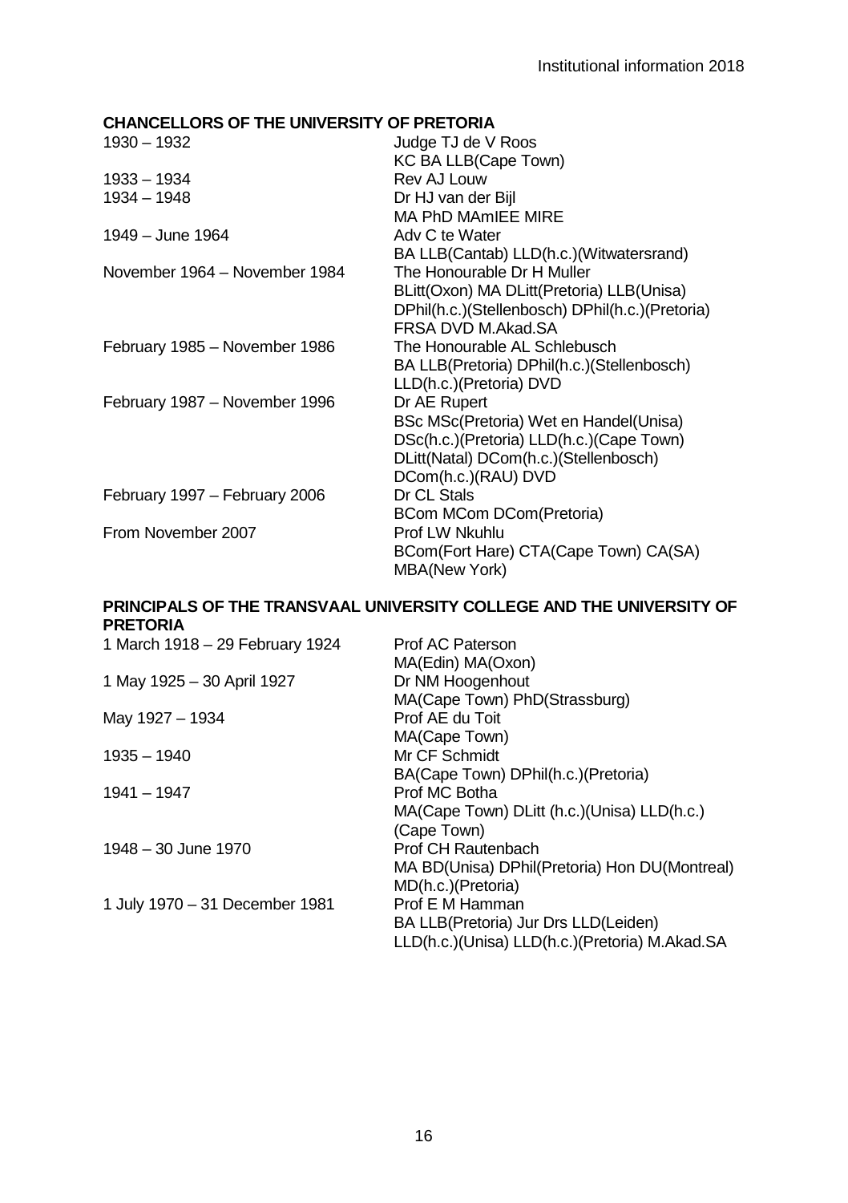## CHANCELLORS OF THE UNIVERSITY OF PRETORIA

| | |
|---|---|
| 1930 – 1932 | Judge TJ de V Roos<br>KC BA LLB(Cape Town) |
| 1933 – 1934 | Rev AJ Louw |
| 1934 – 1948 | Dr HJ van der Bijl<br>MA PhD MAmIEE MIRE |
| 1949 – June 1964 | Adv C te Water<br>BA LLB(Cantab) LLD(h.c.)(Witwatersrand) |
| November 1964 – November 1984 | The Honourable Dr H Muller<br>BLitt(Oxon) MA DLitt(Pretoria) LLB(Unisa)<br>DPhil(h.c.)(Stellenbosch) DPhil(h.c.)(Pretoria)<br>FRSA DVD M.Akad.SA |
| February 1985 – November 1986 | The Honourable AL Schlebusch<br>BA LLB(Pretoria) DPhil(h.c.)(Stellenbosch)<br>LLD(h.c.)(Pretoria) DVD |
| February 1987 – November 1996 | Dr AE Rupert<br>BSc MSc(Pretoria) Wet en Handel(Unisa)<br>DSc(h.c.)(Pretoria) LLD(h.c.)(Cape Town)<br>DLitt(Natal) DCom(h.c.)(Stellenbosch)<br>DCom(h.c.)(RAU) DVD |
| February 1997 – February 2006 | Dr CL Stals<br>BCom MCom DCom(Pretoria) |
| From November 2007 | Prof LW Nkuhlu<br>BCom(Fort Hare) CTA(Cape Town) CA(SA)<br>MBA(New York) |

## PRINCIPALS OF THE TRANSVAAL UNIVERSITY COLLEGE AND THE UNIVERSITY OF PRETORIA

| | |
|---|---|
| 1 March 1918 – 29 February 1924 | Prof AC Paterson<br>MA(Edin) MA(Oxon) |
| 1 May 1925 – 30 April 1927 | Dr NM Hoogenhout<br>MA(Cape Town) PhD(Strassburg) |
| May 1927 – 1934 | Prof AE du Toit<br>MA(Cape Town) |
| 1935 – 1940 | Mr CF Schmidt<br>BA(Cape Town) DPhil(h.c.)(Pretoria) |
| 1941 – 1947 | Prof MC Botha<br>MA(Cape Town) DLitt (h.c.)(Unisa) LLD(h.c.)<br>(Cape Town) |
| 1948 – 30 June 1970 | Prof CH Rautenbach<br>MA BD(Unisa) DPhil(Pretoria) Hon DU(Montreal)<br>MD(h.c.)(Pretoria) |
| 1 July 1970 – 31 December 1981 | Prof E M Hamman<br>BA LLB(Pretoria) Jur Drs LLD(Leiden)<br>LLD(h.c.)(Unisa) LLD(h.c.)(Pretoria) M.Akad.SA |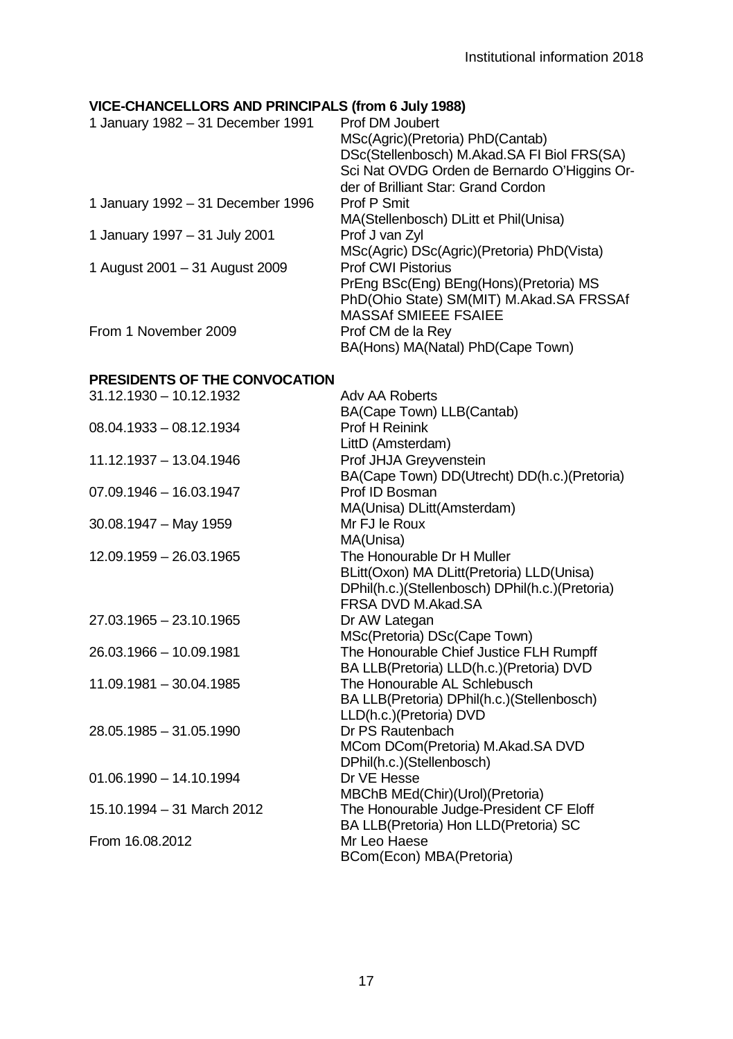## VICE-CHANCELLORS AND PRINCIPALS (from 6 July 1988)

| | |
|---|---|
| 1 January 1982 – 31 December 1991 | Prof DM Joubert<br>MSc(Agric)(Pretoria) PhD(Cantab) DSc(Stellenbosch) M.Akad.SA FI Biol FRS(SA) Sci Nat OVDG Orden de Bernardo O'Higgins Order of Brilliant Star: Grand Cordon |
| 1 January 1992 – 31 December 1996 | Prof P Smit<br>MA(Stellenbosch) DLitt et Phil(Unisa) |
| 1 January 1997 – 31 July 2001 | Prof J van Zyl<br>MSc(Agric) DSc(Agric)(Pretoria) PhD(Vista) |
| 1 August 2001 – 31 August 2009 | Prof CWI Pistorius<br>PrEng BSc(Eng) BEng(Hons)(Pretoria) MS PhD(Ohio State) SM(MIT) M.Akad.SA FRSSAf MASSAf SMIEEE FSAIEE |
| From 1 November 2009 | Prof CM de la Rey<br>BA(Hons) MA(Natal) PhD(Cape Town) |

## PRESIDENTS OF THE CONVOCATION

| | |
|---|---|
| 31.12.1930 – 10.12.1932 | Adv AA Roberts<br>BA(Cape Town) LLB(Cantab) |
| 08.04.1933 – 08.12.1934 | Prof H Reinink<br>LittD (Amsterdam) |
| 11.12.1937 – 13.04.1946 | Prof JHJA Greyvenstein<br>BA(Cape Town) DD(Utrecht) DD(h.c.)(Pretoria) |
| 07.09.1946 – 16.03.1947 | Prof ID Bosman<br>MA(Unisa) DLitt(Amsterdam) |
| 30.08.1947 – May 1959 | Mr FJ le Roux<br>MA(Unisa) |
| 12.09.1959 – 26.03.1965 | The Honourable Dr H Muller<br>BLitt(Oxon) MA DLitt(Pretoria) LLD(Unisa) DPhil(h.c.)(Stellenbosch) DPhil(h.c.)(Pretoria) FRSA DVD M.Akad.SA |
| 27.03.1965 – 23.10.1965 | Dr AW Lategan<br>MSc(Pretoria) DSc(Cape Town) |
| 26.03.1966 – 10.09.1981 | The Honourable Chief Justice FLH Rumpff<br>BA LLB(Pretoria) LLD(h.c.)(Pretoria) DVD |
| 11.09.1981 – 30.04.1985 | The Honourable AL Schlebusch<br>BA LLB(Pretoria) DPhil(h.c.)(Stellenbosch) LLD(h.c.)(Pretoria) DVD |
| 28.05.1985 – 31.05.1990 | Dr PS Rautenbach<br>MCom DCom(Pretoria) M.Akad.SA DVD DPhil(h.c.)(Stellenbosch) |
| 01.06.1990 – 14.10.1994 | Dr VE Hesse<br>MBChB MEd(Chir)(Urol)(Pretoria) |
| 15.10.1994 – 31 March 2012 | The Honourable Judge-President CF Eloff<br>BA LLB(Pretoria) Hon LLD(Pretoria) SC |
| From 16.08.2012 | Mr Leo Haese<br>BCom(Econ) MBA(Pretoria) |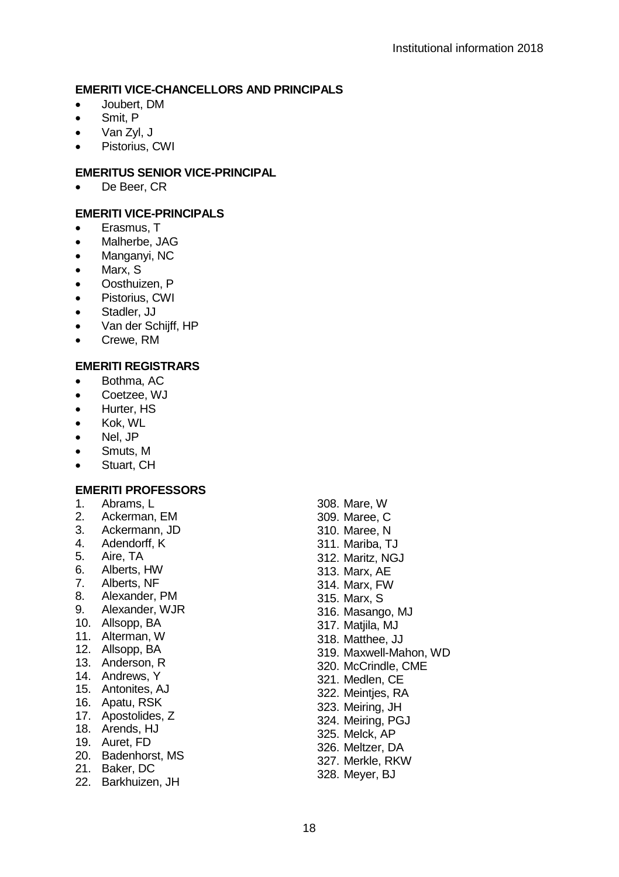## EMERITI VICE-CHANCELLORS AND PRINCIPALS

- Joubert, DM
- Smit, P
- Van Zyl, J
- Pistorius, CWI

## EMERITUS SENIOR VICE-PRINCIPAL

- De Beer, CR

## EMERITI VICE-PRINCIPALS

- Erasmus, T
- Malherbe, JAG
- Manganyi, NC
- Marx, S
- Oosthuizen, P
- Pistorius, CWI
- Stadler, JJ
- Van der Schijff, HP
- Crewe, RM

## EMERITI REGISTRARS

- Bothma, AC
- Coetzee, WJ
- Hurter, HS
- Kok, WL
- Nel, JP
- Smuts, M
- Stuart, CH

## EMERITI PROFESSORS

1. Abrams, L
2. Ackerman, EM
3. Ackermann, JD
4. Adendorff, K
5. Aire, TA
6. Alberts, HW
7. Alberts, NF
8. Alexander, PM
9. Alexander, WJR
10. Allsopp, BA
11. Alterman, W
12. Allsopp, BA
13. Anderson, R
14. Andrews, Y
15. Antonites, AJ
16. Apatu, RSK
17. Apostolides, Z
18. Arends, HJ
19. Auret, FD
20. Badenhorst, MS
21. Baker, DC
22. Barkhuizen, JH

308. Mare, W
309. Maree, C
310. Maree, N
311. Mariba, TJ
312. Maritz, NGJ
313. Marx, AE
314. Marx, FW
315. Marx, S
316. Masango, MJ
317. Matjila, MJ
318. Matthee, JJ
319. Maxwell-Mahon, WD
320. McCrindle, CME
321. Medlen, CE
322. Meintjes, RA
323. Meiring, JH
324. Meiring, PGJ
325. Melck, AP
326. Meltzer, DA
327. Merkle, RKW
328. Meyer, BJ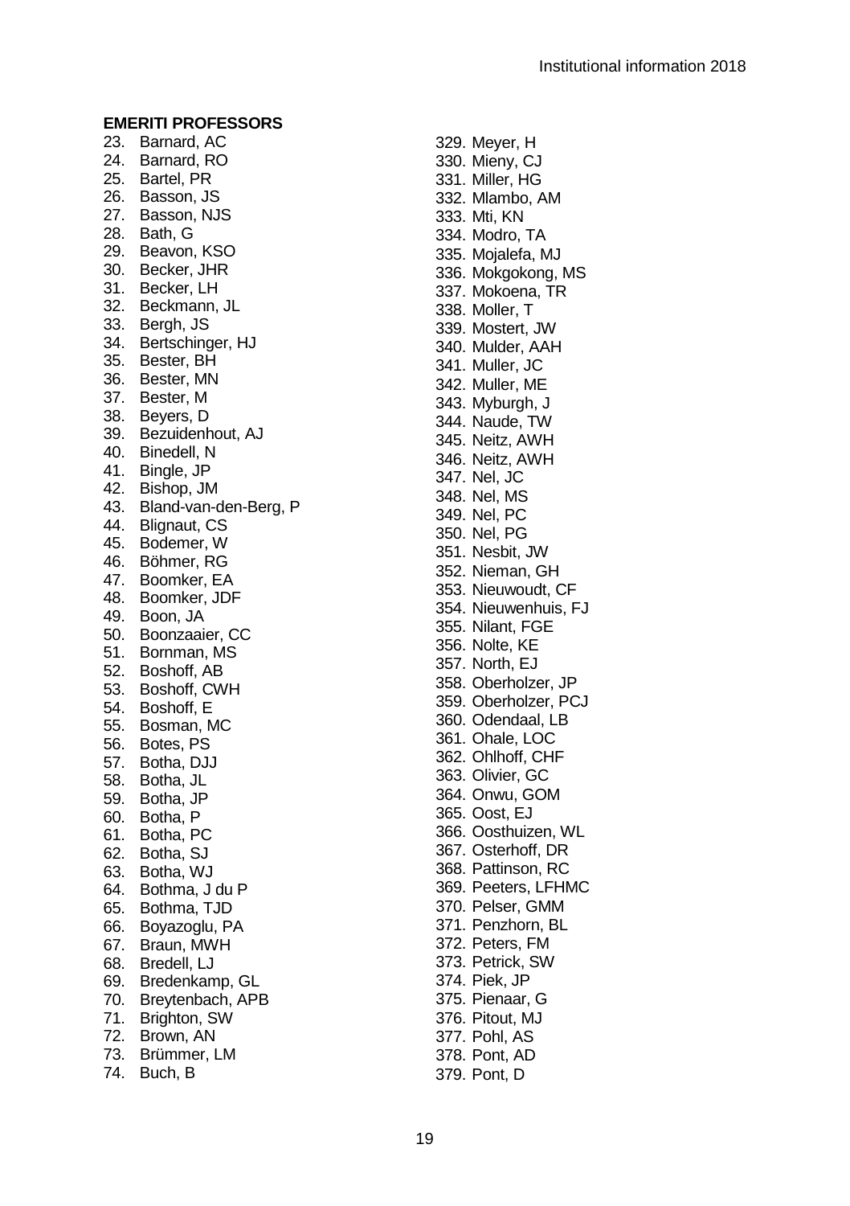**EMERITI PROFESSORS**

23. Barnard, AC
24. Barnard, RO
25. Bartel, PR
26. Basson, JS
27. Basson, NJS
28. Bath, G
29. Beavon, KSO
30. Becker, JHR
31. Becker, LH
32. Beckmann, JL
33. Bergh, JS
34. Bertschinger, HJ
35. Bester, BH
36. Bester, MN
37. Bester, M
38. Beyers, D
39. Bezuidenhout, AJ
40. Binedell, N
41. Bingle, JP
42. Bishop, JM
43. Bland-van-den-Berg, P
44. Blignaut, CS
45. Bodemer, W
46. Böhmer, RG
47. Boomker, EA
48. Boomker, JDF
49. Boon, JA
50. Boonzaaier, CC
51. Bornman, MS
52. Boshoff, AB
53. Boshoff, CWH
54. Boshoff, E
55. Bosman, MC
56. Botes, PS
57. Botha, DJJ
58. Botha, JL
59. Botha, JP
60. Botha, P
61. Botha, PC
62. Botha, SJ
63. Botha, WJ
64. Bothma, J du P
65. Bothma, TJD
66. Boyazoglu, PA
67. Braun, MWH
68. Bredell, LJ
69. Bredenkamp, GL
70. Breytenbach, APB
71. Brighton, SW
72. Brown, AN
73. Brümmer, LM
74. Buch, B
329. Meyer, H
330. Mieny, CJ
331. Miller, HG
332. Mlambo, AM
333. Mti, KN
334. Modro, TA
335. Mojalefa, MJ
336. Mokgokong, MS
337. Mokoena, TR
338. Moller, T
339. Mostert, JW
340. Mulder, AAH
341. Muller, JC
342. Muller, ME
343. Myburgh, J
344. Naude, TW
345. Neitz, AWH
346. Neitz, AWH
347. Nel, JC
348. Nel, MS
349. Nel, PC
350. Nel, PG
351. Nesbit, JW
352. Nieman, GH
353. Nieuwoudt, CF
354. Nieuwenhuis, FJ
355. Nilant, FGE
356. Nolte, KE
357. North, EJ
358. Oberholzer, JP
359. Oberholzer, PCJ
360. Odendaal, LB
361. Ohale, LOC
362. Ohlhoff, CHF
363. Olivier, GC
364. Onwu, GOM
365. Oost, EJ
366. Oosthuizen, WL
367. Osterhoff, DR
368. Pattinson, RC
369. Peeters, LFHMC
370. Pelser, GMM
371. Penzhorn, BL
372. Peters, FM
373. Petrick, SW
374. Piek, JP
375. Pienaar, G
376. Pitout, MJ
377. Pohl, AS
378. Pont, AD
379. Pont, D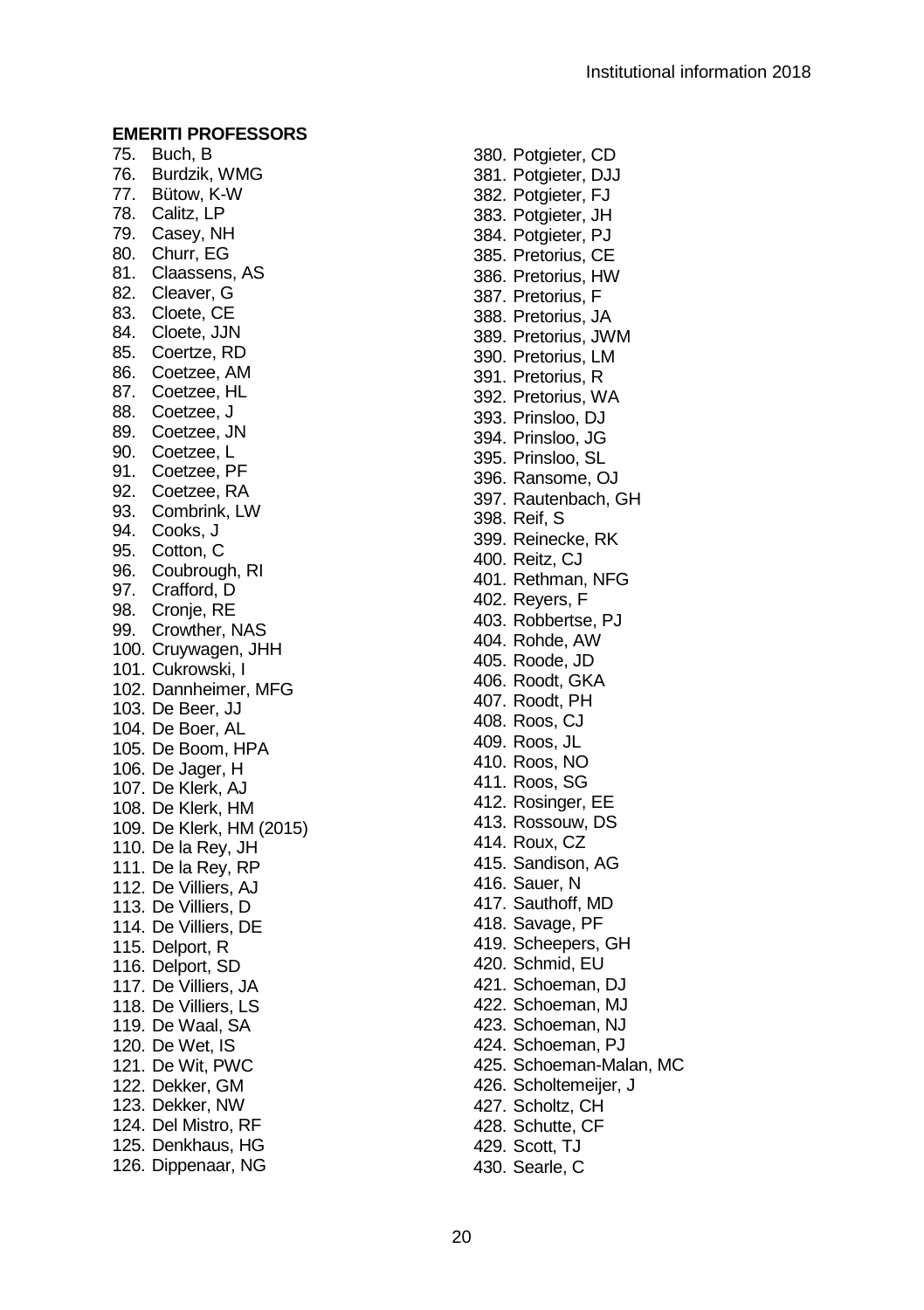## EMERITI PROFESSORS

75. Buch, B
76. Burdzik, WMG
77. Bütow, K-W
78. Calitz, LP
79. Casey, NH
80. Churr, EG
81. Claassens, AS
82. Cleaver, G
83. Cloete, CE
84. Cloete, JJN
85. Coertze, RD
86. Coetzee, AM
87. Coetzee, HL
88. Coetzee, J
89. Coetzee, JN
90. Coetzee, L
91. Coetzee, PF
92. Coetzee, RA
93. Combrink, LW
94. Cooks, J
95. Cotton, C
96. Coubrough, RI
97. Crafford, D
98. Cronje, RE
99. Crowther, NAS
100. Cruywagen, JHH
101. Cukrowski, I
102. Dannheimer, MFG
103. De Beer, JJ
104. De Boer, AL
105. De Boom, HPA
106. De Jager, H
107. De Klerk, AJ
108. De Klerk, HM
109. De Klerk, HM (2015)
110. De la Rey, JH
111. De la Rey, RP
112. De Villiers, AJ
113. De Villiers, D
114. De Villiers, DE
115. Delport, R
116. Delport, SD
117. De Villiers, JA
118. De Villiers, LS
119. De Waal, SA
120. De Wet, IS
121. De Wit, PWC
122. Dekker, GM
123. Dekker, NW
124. Del Mistro, RF
125. Denkhaus, HG
126. Dippenaar, NG
380. Potgieter, CD
381. Potgieter, DJJ
382. Potgieter, FJ
383. Potgieter, JH
384. Potgieter, PJ
385. Pretorius, CE
386. Pretorius, HW
387. Pretorius, F
388. Pretorius, JA
389. Pretorius, JWM
390. Pretorius, LM
391. Pretorius, R
392. Pretorius, WA
393. Prinsloo, DJ
394. Prinsloo, JG
395. Prinsloo, SL
396. Ransome, OJ
397. Rautenbach, GH
398. Reif, S
399. Reinecke, RK
400. Reitz, CJ
401. Rethman, NFG
402. Reyers, F
403. Robbertse, PJ
404. Rohde, AW
405. Roode, JD
406. Roodt, GKA
407. Roodt, PH
408. Roos, CJ
409. Roos, JL
410. Roos, NO
411. Roos, SG
412. Rosinger, EE
413. Rossouw, DS
414. Roux, CZ
415. Sandison, AG
416. Sauer, N
417. Sauthoff, MD
418. Savage, PF
419. Scheepers, GH
420. Schmid, EU
421. Schoeman, DJ
422. Schoeman, MJ
423. Schoeman, NJ
424. Schoeman, PJ
425. Schoeman-Malan, MC
426. Scholtemeijer, J
427. Scholtz, CH
428. Schutte, CF
429. Scott, TJ
430. Searle, C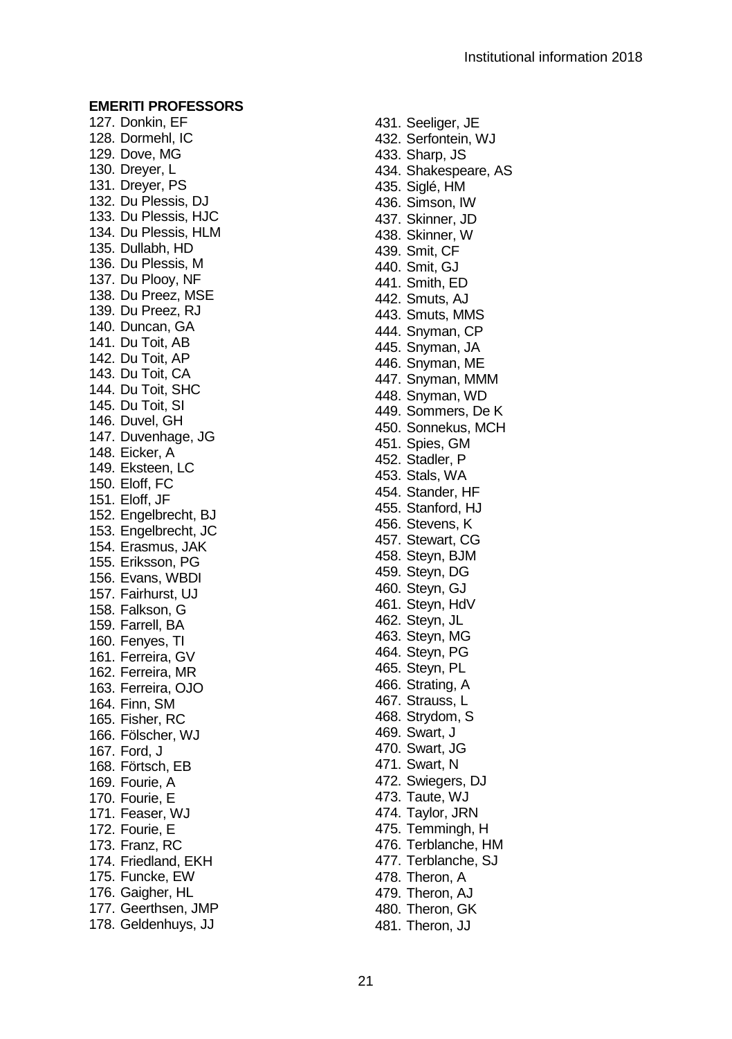## EMERITI PROFESSORS

127. Donkin, EF
128. Dormehl, IC
129. Dove, MG
130. Dreyer, L
131. Dreyer, PS
132. Du Plessis, DJ
133. Du Plessis, HJC
134. Du Plessis, HLM
135. Dullabh, HD
136. Du Plessis, M
137. Du Plooy, NF
138. Du Preez, MSE
139. Du Preez, RJ
140. Duncan, GA
141. Du Toit, AB
142. Du Toit, AP
143. Du Toit, CA
144. Du Toit, SHC
145. Du Toit, SI
146. Duvel, GH
147. Duvenhage, JG
148. Eicker, A
149. Eksteen, LC
150. Eloff, FC
151. Eloff, JF
152. Engelbrecht, BJ
153. Engelbrecht, JC
154. Erasmus, JAK
155. Eriksson, PG
156. Evans, WBDI
157. Fairhurst, UJ
158. Falkson, G
159. Farrell, BA
160. Fenyes, TI
161. Ferreira, GV
162. Ferreira, MR
163. Ferreira, OJO
164. Finn, SM
165. Fisher, RC
166. Fölscher, WJ
167. Ford, J
168. Förtsch, EB
169. Fourie, A
170. Fourie, E
171. Feaser, WJ
172. Fourie, E
173. Franz, RC
174. Friedland, EKH
175. Funcke, EW
176. Gaigher, HL
177. Geerthsen, JMP
178. Geldenhuys, JJ
431. Seeliger, JE
432. Serfontein, WJ
433. Sharp, JS
434. Shakespeare, AS
435. Siglé, HM
436. Simson, IW
437. Skinner, JD
438. Skinner, W
439. Smit, CF
440. Smit, GJ
441. Smith, ED
442. Smuts, AJ
443. Smuts, MMS
444. Snyman, CP
445. Snyman, JA
446. Snyman, ME
447. Snyman, MMM
448. Snyman, WD
449. Sommers, De K
450. Sonnekus, MCH
451. Spies, GM
452. Stadler, P
453. Stals, WA
454. Stander, HF
455. Stanford, HJ
456. Stevens, K
457. Stewart, CG
458. Steyn, BJM
459. Steyn, DG
460. Steyn, GJ
461. Steyn, HdV
462. Steyn, JL
463. Steyn, MG
464. Steyn, PG
465. Steyn, PL
466. Strating, A
467. Strauss, L
468. Strydom, S
469. Swart, J
470. Swart, JG
471. Swart, N
472. Swiegers, DJ
473. Taute, WJ
474. Taylor, JRN
475. Temmingh, H
476. Terblanche, HM
477. Terblanche, SJ
478. Theron, A
479. Theron, AJ
480. Theron, GK
481. Theron, JJ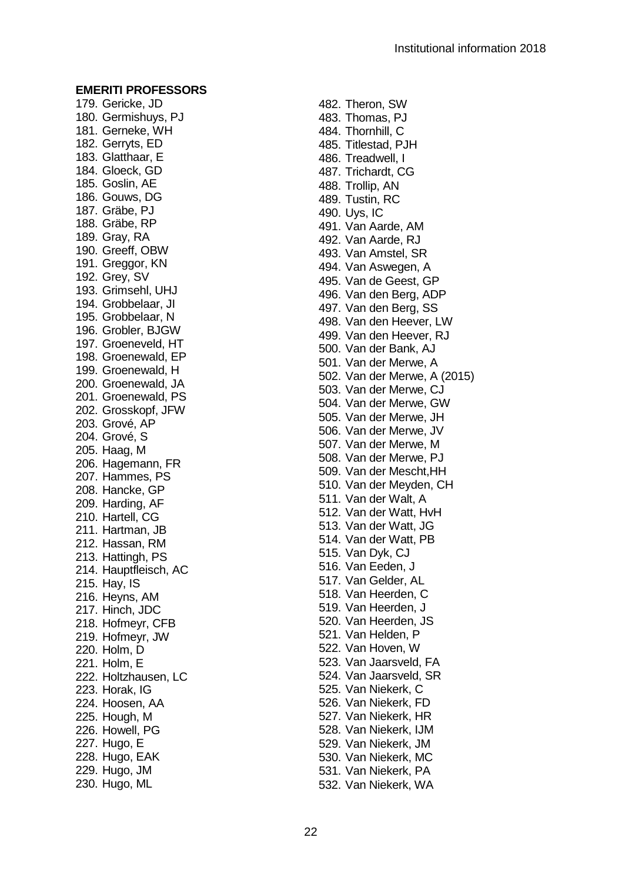**EMERITI PROFESSORS**

179. Gericke, JD
180. Germishuys, PJ
181. Gerneke, WH
182. Gerryts, ED
183. Glatthaar, E
184. Gloeck, GD
185. Goslin, AE
186. Gouws, DG
187. Gräbe, PJ
188. Gräbe, RP
189. Gray, RA
190. Greeff, OBW
191. Greggor, KN
192. Grey, SV
193. Grimsehl, UHJ
194. Grobbelaar, JI
195. Grobbelaar, N
196. Grobler, BJGW
197. Groeneveld, HT
198. Groenewald, EP
199. Groenewald, H
200. Groenewald, JA
201. Groenewald, PS
202. Grosskopf, JFW
203. Grové, AP
204. Grové, S
205. Haag, M
206. Hagemann, FR
207. Hammes, PS
208. Hancke, GP
209. Harding, AF
210. Hartell, CG
211. Hartman, JB
212. Hassan, RM
213. Hattingh, PS
214. Hauptfleisch, AC
215. Hay, IS
216. Heyns, AM
217. Hinch, JDC
218. Hofmeyr, CFB
219. Hofmeyr, JW
220. Holm, D
221. Holm, E
222. Holtzhausen, LC
223. Horak, IG
224. Hoosen, AA
225. Hough, M
226. Howell, PG
227. Hugo, E
228. Hugo, EAK
229. Hugo, JM
230. Hugo, ML
482. Theron, SW
483. Thomas, PJ
484. Thornhill, C
485. Titlestad, PJH
486. Treadwell, I
487. Trichardt, CG
488. Trollip, AN
489. Tustin, RC
490. Uys, IC
491. Van Aarde, AM
492. Van Aarde, RJ
493. Van Amstel, SR
494. Van Aswegen, A
495. Van de Geest, GP
496. Van den Berg, ADP
497. Van den Berg, SS
498. Van den Heever, LW
499. Van den Heever, RJ
500. Van der Bank, AJ
501. Van der Merwe, A
502. Van der Merwe, A (2015)
503. Van der Merwe, CJ
504. Van der Merwe, GW
505. Van der Merwe, JH
506. Van der Merwe, JV
507. Van der Merwe, M
508. Van der Merwe, PJ
509. Van der Mescht,HH
510. Van der Meyden, CH
511. Van der Walt, A
512. Van der Watt, HvH
513. Van der Watt, JG
514. Van der Watt, PB
515. Van Dyk, CJ
516. Van Eeden, J
517. Van Gelder, AL
518. Van Heerden, C
519. Van Heerden, J
520. Van Heerden, JS
521. Van Helden, P
522. Van Hoven, W
523. Van Jaarsveld, FA
524. Van Jaarsveld, SR
525. Van Niekerk, C
526. Van Niekerk, FD
527. Van Niekerk, HR
528. Van Niekerk, IJM
529. Van Niekerk, JM
530. Van Niekerk, MC
531. Van Niekerk, PA
532. Van Niekerk, WA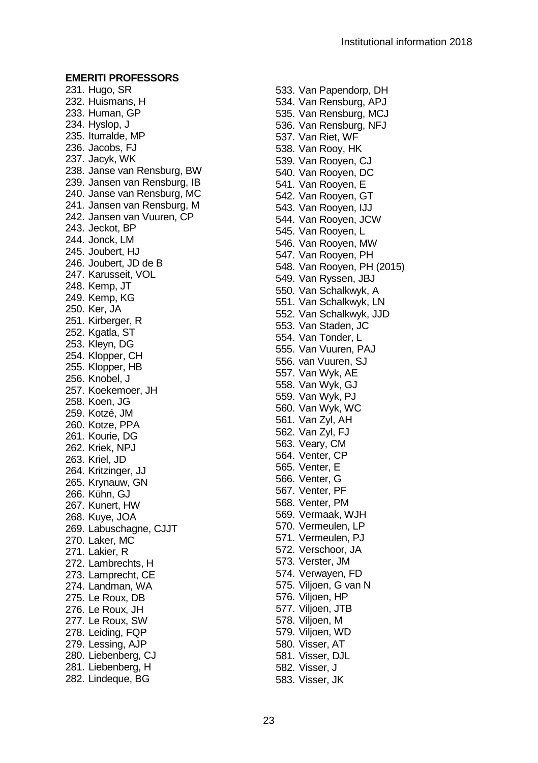**EMERITI PROFESSORS**

231. Hugo, SR
232. Huismans, H
233. Human, GP
234. Hyslop, J
235. Iturralde, MP
236. Jacobs, FJ
237. Jacyk, WK
238. Janse van Rensburg, BW
239. Jansen van Rensburg, IB
240. Janse van Rensburg, MC
241. Jansen van Rensburg, M
242. Jansen van Vuuren, CP
243. Jeckot, BP
244. Jonck, LM
245. Joubert, HJ
246. Joubert, JD de B
247. Karusseit, VOL
248. Kemp, JT
249. Kemp, KG
250. Ker, JA
251. Kirberger, R
252. Kgatla, ST
253. Kleyn, DG
254. Klopper, CH
255. Klopper, HB
256. Knobel, J
257. Koekemoer, JH
258. Koen, JG
259. Kotzé, JM
260. Kotze, PPA
261. Kourie, DG
262. Kriek, NPJ
263. Kriel, JD
264. Kritzinger, JJ
265. Krynauw, GN
266. Kühn, GJ
267. Kunert, HW
268. Kuye, JOA
269. Labuschagne, CJJT
270. Laker, MC
271. Lakier, R
272. Lambrechts, H
273. Lamprecht, CE
274. Landman, WA
275. Le Roux, DB
276. Le Roux, JH
277. Le Roux, SW
278. Leiding, FQP
279. Lessing, AJP
280. Liebenberg, CJ
281. Liebenberg, H
282. Lindeque, BG
533. Van Papendorp, DH
534. Van Rensburg, APJ
535. Van Rensburg, MCJ
536. Van Rensburg, NFJ
537. Van Riet, WF
538. Van Rooy, HK
539. Van Rooyen, CJ
540. Van Rooyen, DC
541. Van Rooyen, E
542. Van Rooyen, GT
543. Van Rooyen, IJJ
544. Van Rooyen, JCW
545. Van Rooyen, L
546. Van Rooyen, MW
547. Van Rooyen, PH
548. Van Rooyen, PH (2015)
549. Van Ryssen, JBJ
550. Van Schalkwyk, A
551. Van Schalkwyk, LN
552. Van Schalkwyk, JJD
553. Van Staden, JC
554. Van Tonder, L
555. Van Vuuren, PAJ
556. van Vuuren, SJ
557. Van Wyk, AE
558. Van Wyk, GJ
559. Van Wyk, PJ
560. Van Wyk, WC
561. Van Zyl, AH
562. Van Zyl, FJ
563. Veary, CM
564. Venter, CP
565. Venter, E
566. Venter, G
567. Venter, PF
568. Venter, PM
569. Vermaak, WJH
570. Vermeulen, LP
571. Vermeulen, PJ
572. Verschoor, JA
573. Verster, JM
574. Verwayen, FD
575. Viljoen, G van N
576. Viljoen, HP
577. Viljoen, JTB
578. Viljoen, M
579. Viljoen, WD
580. Visser, AT
581. Visser, DJL
582. Visser, J
583. Visser, JK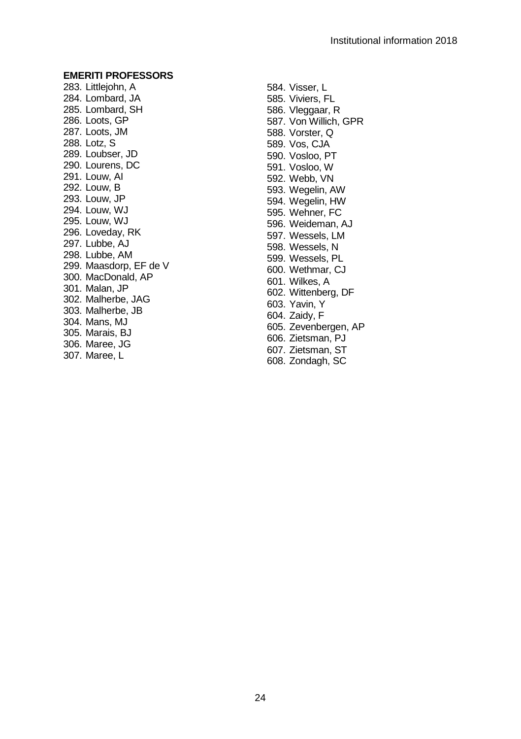## EMERITI PROFESSORS

283. Littlejohn, A
284. Lombard, JA
285. Lombard, SH
286. Loots, GP
287. Loots, JM
288. Lotz, S
289. Loubser, JD
290. Lourens, DC
291. Louw, AI
292. Louw, B
293. Louw, JP
294. Louw, WJ
295. Louw, WJ
296. Loveday, RK
297. Lubbe, AJ
298. Lubbe, AM
299. Maasdorp, EF de V
300. MacDonald, AP
301. Malan, JP
302. Malherbe, JAG
303. Malherbe, JB
304. Mans, MJ
305. Marais, BJ
306. Maree, JG
307. Maree, L

584. Visser, L
585. Viviers, FL
586. Vleggaar, R
587. Von Willich, GPR
588. Vorster, Q
589. Vos, CJA
590. Vosloo, PT
591. Vosloo, W
592. Webb, VN
593. Wegelin, AW
594. Wegelin, HW
595. Wehner, FC
596. Weideman, AJ
597. Wessels, LM
598. Wessels, N
599. Wessels, PL
600. Wethmar, CJ
601. Wilkes, A
602. Wittenberg, DF
603. Yavin, Y
604. Zaidy, F
605. Zevenbergen, AP
606. Zietsman, PJ
607. Zietsman, ST
608. Zondagh, SC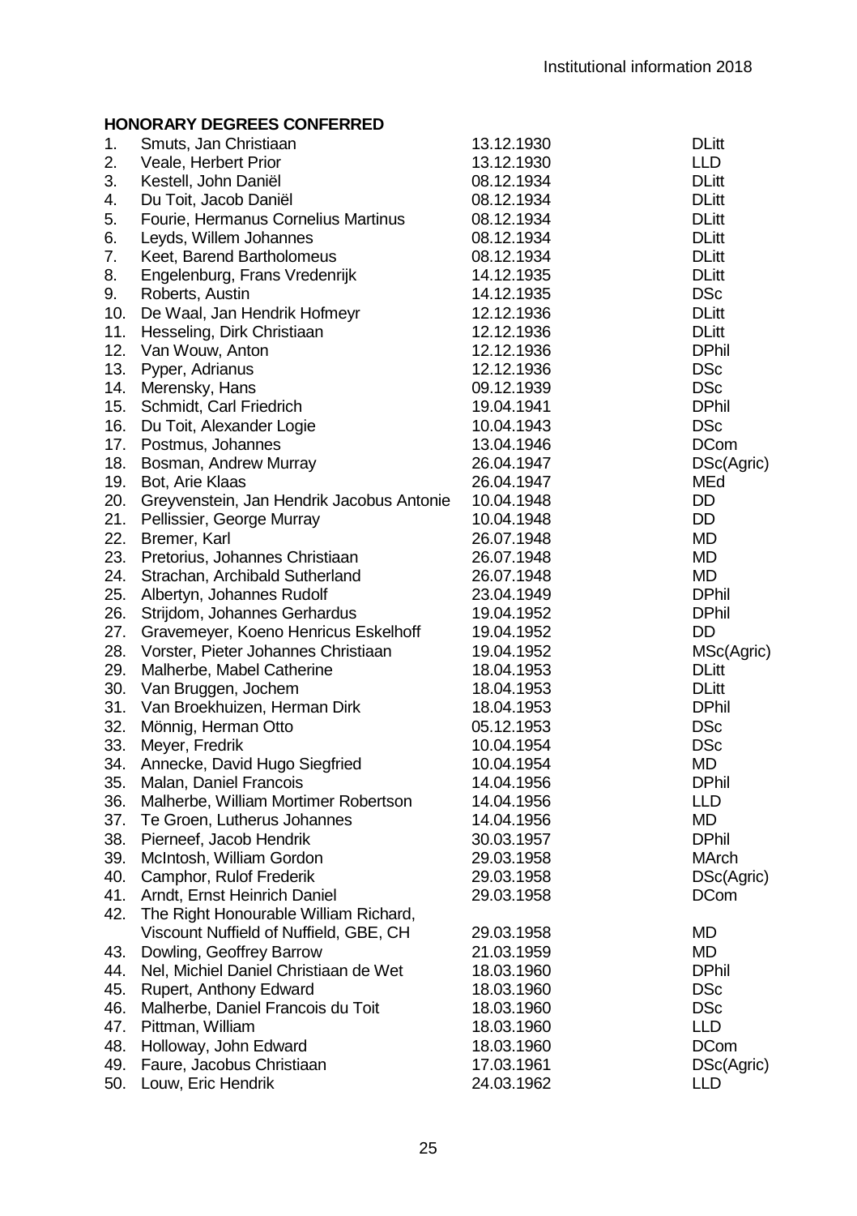**HONORARY DEGREES CONFERRED**

| No. | Name | Date | Degree |
|---|---|---|---|
| 1. | Smuts, Jan Christiaan | 13.12.1930 | DLitt |
| 2. | Veale, Herbert Prior | 13.12.1930 | LLD |
| 3. | Kestell, John Daniël | 08.12.1934 | DLitt |
| 4. | Du Toit, Jacob Daniël | 08.12.1934 | DLitt |
| 5. | Fourie, Hermanus Cornelius Martinus | 08.12.1934 | DLitt |
| 6. | Leyds, Willem Johannes | 08.12.1934 | DLitt |
| 7. | Keet, Barend Bartholomeus | 08.12.1934 | DLitt |
| 8. | Engelenburg, Frans Vredenrijk | 14.12.1935 | DLitt |
| 9. | Roberts, Austin | 14.12.1935 | DSc |
| 10. | De Waal, Jan Hendrik Hofmeyr | 12.12.1936 | DLitt |
| 11. | Hesseling, Dirk Christiaan | 12.12.1936 | DLitt |
| 12. | Van Wouw, Anton | 12.12.1936 | DPhil |
| 13. | Pyper, Adrianus | 12.12.1936 | DSc |
| 14. | Merensky, Hans | 09.12.1939 | DSc |
| 15. | Schmidt, Carl Friedrich | 19.04.1941 | DPhil |
| 16. | Du Toit, Alexander Logie | 10.04.1943 | DSc |
| 17. | Postmus, Johannes | 13.04.1946 | DCom |
| 18. | Bosman, Andrew Murray | 26.04.1947 | DSc(Agric) |
| 19. | Bot, Arie Klaas | 26.04.1947 | MEd |
| 20. | Greyvenstein, Jan Hendrik Jacobus Antonie | 10.04.1948 | DD |
| 21. | Pellissier, George Murray | 10.04.1948 | DD |
| 22. | Bremer, Karl | 26.07.1948 | MD |
| 23. | Pretorius, Johannes Christiaan | 26.07.1948 | MD |
| 24. | Strachan, Archibald Sutherland | 26.07.1948 | MD |
| 25. | Albertyn, Johannes Rudolf | 23.04.1949 | DPhil |
| 26. | Strijdom, Johannes Gerhardus | 19.04.1952 | DPhil |
| 27. | Gravemeyer, Koeno Henricus Eskelhoff | 19.04.1952 | DD |
| 28. | Vorster, Pieter Johannes Christiaan | 19.04.1952 | MSc(Agric) |
| 29. | Malherbe, Mabel Catherine | 18.04.1953 | DLitt |
| 30. | Van Bruggen, Jochem | 18.04.1953 | DLitt |
| 31. | Van Broekhuizen, Herman Dirk | 18.04.1953 | DPhil |
| 32. | Mönnig, Herman Otto | 05.12.1953 | DSc |
| 33. | Meyer, Fredrik | 10.04.1954 | DSc |
| 34. | Annecke, David Hugo Siegfried | 10.04.1954 | MD |
| 35. | Malan, Daniel Francois | 14.04.1956 | DPhil |
| 36. | Malherbe, William Mortimer Robertson | 14.04.1956 | LLD |
| 37. | Te Groen, Lutherus Johannes | 14.04.1956 | MD |
| 38. | Pierneef, Jacob Hendrik | 30.03.1957 | DPhil |
| 39. | McIntosh, William Gordon | 29.03.1958 | MArch |
| 40. | Camphor, Rulof Frederik | 29.03.1958 | DSc(Agric) |
| 41. | Arndt, Ernst Heinrich Daniel | 29.03.1958 | DCom |
| 42. | The Right Honourable William Richard, Viscount Nuffield of Nuffield, GBE, CH | 29.03.1958 | MD |
| 43. | Dowling, Geoffrey Barrow | 21.03.1959 | MD |
| 44. | Nel, Michiel Daniel Christiaan de Wet | 18.03.1960 | DPhil |
| 45. | Rupert, Anthony Edward | 18.03.1960 | DSc |
| 46. | Malherbe, Daniel Francois du Toit | 18.03.1960 | DSc |
| 47. | Pittman, William | 18.03.1960 | LLD |
| 48. | Holloway, John Edward | 18.03.1960 | DCom |
| 49. | Faure, Jacobus Christiaan | 17.03.1961 | DSc(Agric) |
| 50. | Louw, Eric Hendrik | 24.03.1962 | LLD |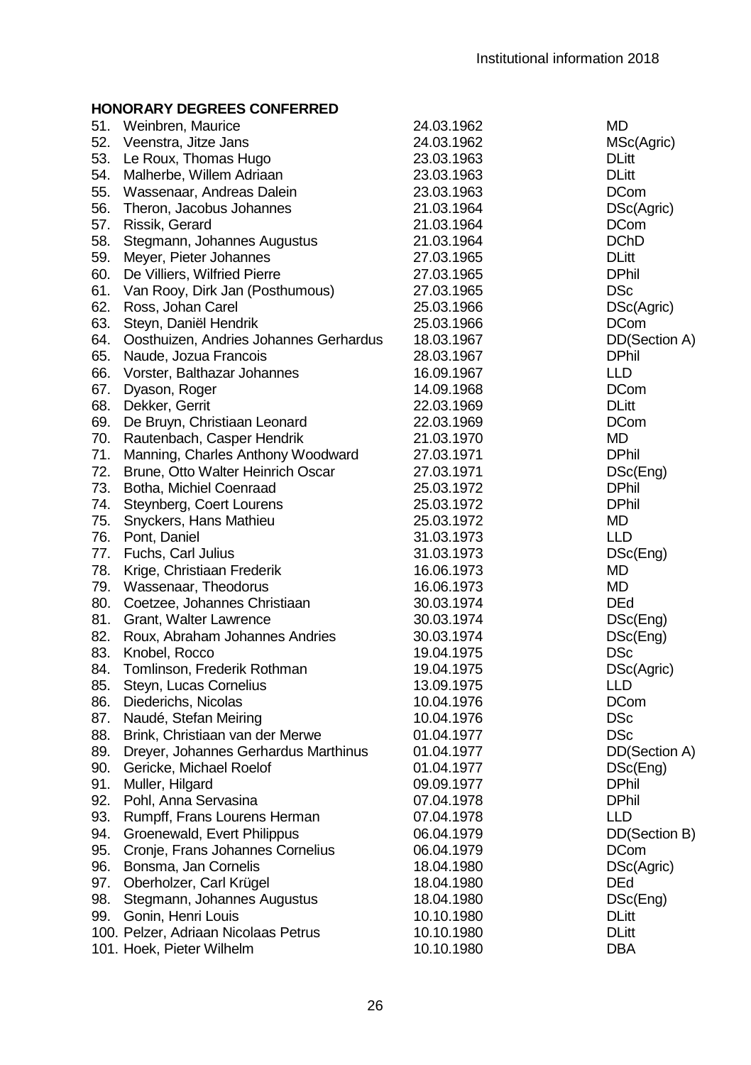**HONORARY DEGREES CONFERRED**

| No. | Name | Date | Degree |
|---|---|---|---|
| 51. | Weinbren, Maurice | 24.03.1962 | MD |
| 52. | Veenstra, Jitze Jans | 24.03.1962 | MSc(Agric) |
| 53. | Le Roux, Thomas Hugo | 23.03.1963 | DLitt |
| 54. | Malherbe, Willem Adriaan | 23.03.1963 | DLitt |
| 55. | Wassenaar, Andreas Dalein | 23.03.1963 | DCom |
| 56. | Theron, Jacobus Johannes | 21.03.1964 | DSc(Agric) |
| 57. | Rissik, Gerard | 21.03.1964 | DCom |
| 58. | Stegmann, Johannes Augustus | 21.03.1964 | DChD |
| 59. | Meyer, Pieter Johannes | 27.03.1965 | DLitt |
| 60. | De Villiers, Wilfried Pierre | 27.03.1965 | DPhil |
| 61. | Van Rooy, Dirk Jan (Posthumous) | 27.03.1965 | DSc |
| 62. | Ross, Johan Carel | 25.03.1966 | DSc(Agric) |
| 63. | Steyn, Daniël Hendrik | 25.03.1966 | DCom |
| 64. | Oosthuizen, Andries Johannes Gerhardus | 18.03.1967 | DD(Section A) |
| 65. | Naude, Jozua Francois | 28.03.1967 | DPhil |
| 66. | Vorster, Balthazar Johannes | 16.09.1967 | LLD |
| 67. | Dyason, Roger | 14.09.1968 | DCom |
| 68. | Dekker, Gerrit | 22.03.1969 | DLitt |
| 69. | De Bruyn, Christiaan Leonard | 22.03.1969 | DCom |
| 70. | Rautenbach, Casper Hendrik | 21.03.1970 | MD |
| 71. | Manning, Charles Anthony Woodward | 27.03.1971 | DPhil |
| 72. | Brune, Otto Walter Heinrich Oscar | 27.03.1971 | DSc(Eng) |
| 73. | Botha, Michiel Coenraad | 25.03.1972 | DPhil |
| 74. | Steynberg, Coert Lourens | 25.03.1972 | DPhil |
| 75. | Snyckers, Hans Mathieu | 25.03.1972 | MD |
| 76. | Pont, Daniel | 31.03.1973 | LLD |
| 77. | Fuchs, Carl Julius | 31.03.1973 | DSc(Eng) |
| 78. | Krige, Christiaan Frederik | 16.06.1973 | MD |
| 79. | Wassenaar, Theodorus | 16.06.1973 | MD |
| 80. | Coetzee, Johannes Christiaan | 30.03.1974 | DEd |
| 81. | Grant, Walter Lawrence | 30.03.1974 | DSc(Eng) |
| 82. | Roux, Abraham Johannes Andries | 30.03.1974 | DSc(Eng) |
| 83. | Knobel, Rocco | 19.04.1975 | DSc |
| 84. | Tomlinson, Frederik Rothman | 19.04.1975 | DSc(Agric) |
| 85. | Steyn, Lucas Cornelius | 13.09.1975 | LLD |
| 86. | Diederichs, Nicolas | 10.04.1976 | DCom |
| 87. | Naudé, Stefan Meiring | 10.04.1976 | DSc |
| 88. | Brink, Christiaan van der Merwe | 01.04.1977 | DSc |
| 89. | Dreyer, Johannes Gerhardus Marthinus | 01.04.1977 | DD(Section A) |
| 90. | Gericke, Michael Roelof | 01.04.1977 | DSc(Eng) |
| 91. | Muller, Hilgard | 09.09.1977 | DPhil |
| 92. | Pohl, Anna Servasina | 07.04.1978 | DPhil |
| 93. | Rumpff, Frans Lourens Herman | 07.04.1978 | LLD |
| 94. | Groenewald, Evert Philippus | 06.04.1979 | DD(Section B) |
| 95. | Cronje, Frans Johannes Cornelius | 06.04.1979 | DCom |
| 96. | Bonsma, Jan Cornelis | 18.04.1980 | DSc(Agric) |
| 97. | Oberholzer, Carl Krügel | 18.04.1980 | DEd |
| 98. | Stegmann, Johannes Augustus | 18.04.1980 | DSc(Eng) |
| 99. | Gonin, Henri Louis | 10.10.1980 | DLitt |
| 100. | Pelzer, Adriaan Nicolaas Petrus | 10.10.1980 | DLitt |
| 101. | Hoek, Pieter Wilhelm | 10.10.1980 | DBA |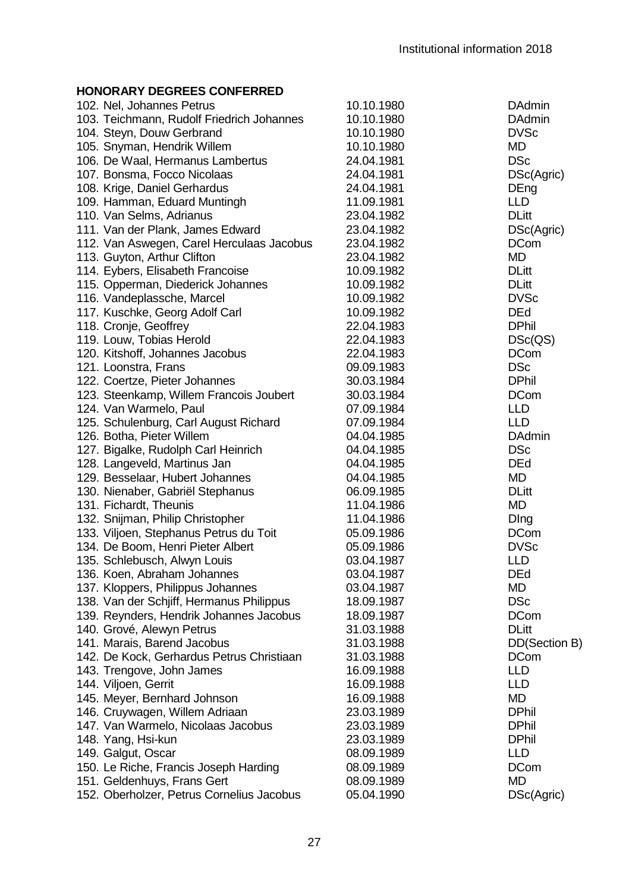**HONORARY DEGREES CONFERRED**

| | | |
|---|---|---|
| 102. Nel, Johannes Petrus | 10.10.1980 | DAdmin |
| 103. Teichmann, Rudolf Friedrich Johannes | 10.10.1980 | DAdmin |
| 104. Steyn, Douw Gerbrand | 10.10.1980 | DVSc |
| 105. Snyman, Hendrik Willem | 10.10.1980 | MD |
| 106. De Waal, Hermanus Lambertus | 24.04.1981 | DSc |
| 107. Bonsma, Focco Nicolaas | 24.04.1981 | DSc(Agric) |
| 108. Krige, Daniel Gerhardus | 24.04.1981 | DEng |
| 109. Hamman, Eduard Muntingh | 11.09.1981 | LLD |
| 110. Van Selms, Adrianus | 23.04.1982 | DLitt |
| 111. Van der Plank, James Edward | 23.04.1982 | DSc(Agric) |
| 112. Van Aswegen, Carel Herculaas Jacobus | 23.04.1982 | DCom |
| 113. Guyton, Arthur Clifton | 23.04.1982 | MD |
| 114. Eybers, Elisabeth Francoise | 10.09.1982 | DLitt |
| 115. Opperman, Diederick Johannes | 10.09.1982 | DLitt |
| 116. Vandeplassche, Marcel | 10.09.1982 | DVSc |
| 117. Kuschke, Georg Adolf Carl | 10.09.1982 | DEd |
| 118. Cronje, Geoffrey | 22.04.1983 | DPhil |
| 119. Louw, Tobias Herold | 22.04.1983 | DSc(QS) |
| 120. Kitshoff, Johannes Jacobus | 22.04.1983 | DCom |
| 121. Loonstra, Frans | 09.09.1983 | DSc |
| 122. Coertze, Pieter Johannes | 30.03.1984 | DPhil |
| 123. Steenkamp, Willem Francois Joubert | 30.03.1984 | DCom |
| 124. Van Warmelo, Paul | 07.09.1984 | LLD |
| 125. Schulenburg, Carl August Richard | 07.09.1984 | LLD |
| 126. Botha, Pieter Willem | 04.04.1985 | DAdmin |
| 127. Bigalke, Rudolph Carl Heinrich | 04.04.1985 | DSc |
| 128. Langeveld, Martinus Jan | 04.04.1985 | DEd |
| 129. Besselaar, Hubert Johannes | 04.04.1985 | MD |
| 130. Nienaber, Gabriël Stephanus | 06.09.1985 | DLitt |
| 131. Fichardt, Theunis | 11.04.1986 | MD |
| 132. Snijman, Philip Christopher | 11.04.1986 | DIng |
| 133. Viljoen, Stephanus Petrus du Toit | 05.09.1986 | DCom |
| 134. De Boom, Henri Pieter Albert | 05.09.1986 | DVSc |
| 135. Schlebusch, Alwyn Louis | 03.04.1987 | LLD |
| 136. Koen, Abraham Johannes | 03.04.1987 | DEd |
| 137. Kloppers, Philippus Johannes | 03.04.1987 | MD |
| 138. Van der Schjiff, Hermanus Philippus | 18.09.1987 | DSc |
| 139. Reynders, Hendrik Johannes Jacobus | 18.09.1987 | DCom |
| 140. Grové, Alewyn Petrus | 31.03.1988 | DLitt |
| 141. Marais, Barend Jacobus | 31.03.1988 | DD(Section B) |
| 142. De Kock, Gerhardus Petrus Christiaan | 31.03.1988 | DCom |
| 143. Trengove, John James | 16.09.1988 | LLD |
| 144. Viljoen, Gerrit | 16.09.1988 | LLD |
| 145. Meyer, Bernhard Johnson | 16.09.1988 | MD |
| 146. Cruywagen, Willem Adriaan | 23.03.1989 | DPhil |
| 147. Van Warmelo, Nicolaas Jacobus | 23.03.1989 | DPhil |
| 148. Yang, Hsi-kun | 23.03.1989 | DPhil |
| 149. Galgut, Oscar | 08.09.1989 | LLD |
| 150. Le Riche, Francis Joseph Harding | 08.09.1989 | DCom |
| 151. Geldenhuys, Frans Gert | 08.09.1989 | MD |
| 152. Oberholzer, Petrus Cornelius Jacobus | 05.04.1990 | DSc(Agric) |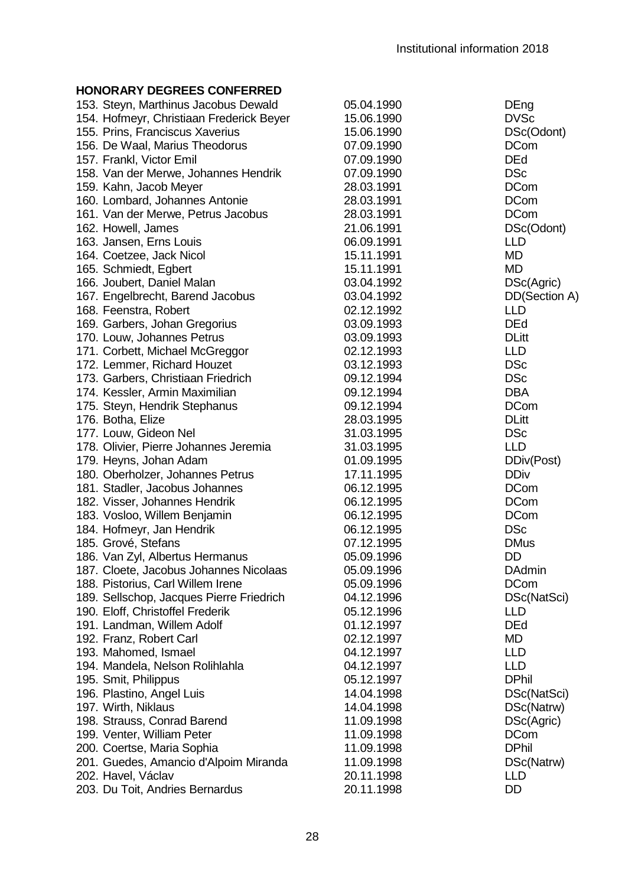## HONORARY DEGREES CONFERRED

| | | |
|---|---|---|
| 153. Steyn, Marthinus Jacobus Dewald | 05.04.1990 | DEng |
| 154. Hofmeyr, Christiaan Frederick Beyer | 15.06.1990 | DVSc |
| 155. Prins, Franciscus Xaverius | 15.06.1990 | DSc(Odont) |
| 156. De Waal, Marius Theodorus | 07.09.1990 | DCom |
| 157. Frankl, Victor Emil | 07.09.1990 | DEd |
| 158. Van der Merwe, Johannes Hendrik | 07.09.1990 | DSc |
| 159. Kahn, Jacob Meyer | 28.03.1991 | DCom |
| 160. Lombard, Johannes Antonie | 28.03.1991 | DCom |
| 161. Van der Merwe, Petrus Jacobus | 28.03.1991 | DCom |
| 162. Howell, James | 21.06.1991 | DSc(Odont) |
| 163. Jansen, Erns Louis | 06.09.1991 | LLD |
| 164. Coetzee, Jack Nicol | 15.11.1991 | MD |
| 165. Schmiedt, Egbert | 15.11.1991 | MD |
| 166. Joubert, Daniel Malan | 03.04.1992 | DSc(Agric) |
| 167. Engelbrecht, Barend Jacobus | 03.04.1992 | DD(Section A) |
| 168. Feenstra, Robert | 02.12.1992 | LLD |
| 169. Garbers, Johan Gregorius | 03.09.1993 | DEd |
| 170. Louw, Johannes Petrus | 03.09.1993 | DLitt |
| 171. Corbett, Michael McGreggor | 02.12.1993 | LLD |
| 172. Lemmer, Richard Houzet | 03.12.1993 | DSc |
| 173. Garbers, Christiaan Friedrich | 09.12.1994 | DSc |
| 174. Kessler, Armin Maximilian | 09.12.1994 | DBA |
| 175. Steyn, Hendrik Stephanus | 09.12.1994 | DCom |
| 176. Botha, Elize | 28.03.1995 | DLitt |
| 177. Louw, Gideon Nel | 31.03.1995 | DSc |
| 178. Olivier, Pierre Johannes Jeremia | 31.03.1995 | LLD |
| 179. Heyns, Johan Adam | 01.09.1995 | DDiv(Post) |
| 180. Oberholzer, Johannes Petrus | 17.11.1995 | DDiv |
| 181. Stadler, Jacobus Johannes | 06.12.1995 | DCom |
| 182. Visser, Johannes Hendrik | 06.12.1995 | DCom |
| 183. Vosloo, Willem Benjamin | 06.12.1995 | DCom |
| 184. Hofmeyr, Jan Hendrik | 06.12.1995 | DSc |
| 185. Grové, Stefans | 07.12.1995 | DMus |
| 186. Van Zyl, Albertus Hermanus | 05.09.1996 | DD |
| 187. Cloete, Jacobus Johannes Nicolaas | 05.09.1996 | DAdmin |
| 188. Pistorius, Carl Willem Irene | 05.09.1996 | DCom |
| 189. Sellschop, Jacques Pierre Friedrich | 04.12.1996 | DSc(NatSci) |
| 190. Eloff, Christoffel Frederik | 05.12.1996 | LLD |
| 191. Landman, Willem Adolf | 01.12.1997 | DEd |
| 192. Franz, Robert Carl | 02.12.1997 | MD |
| 193. Mahomed, Ismael | 04.12.1997 | LLD |
| 194. Mandela, Nelson Rolihlahla | 04.12.1997 | LLD |
| 195. Smit, Philippus | 05.12.1997 | DPhil |
| 196. Plastino, Angel Luis | 14.04.1998 | DSc(NatSci) |
| 197. Wirth, Niklaus | 14.04.1998 | DSc(Natrw) |
| 198. Strauss, Conrad Barend | 11.09.1998 | DSc(Agric) |
| 199. Venter, William Peter | 11.09.1998 | DCom |
| 200. Coertse, Maria Sophia | 11.09.1998 | DPhil |
| 201. Guedes, Amancio d'Alpoim Miranda | 11.09.1998 | DSc(Natrw) |
| 202. Havel, Václav | 20.11.1998 | LLD |
| 203. Du Toit, Andries Bernardus | 20.11.1998 | DD |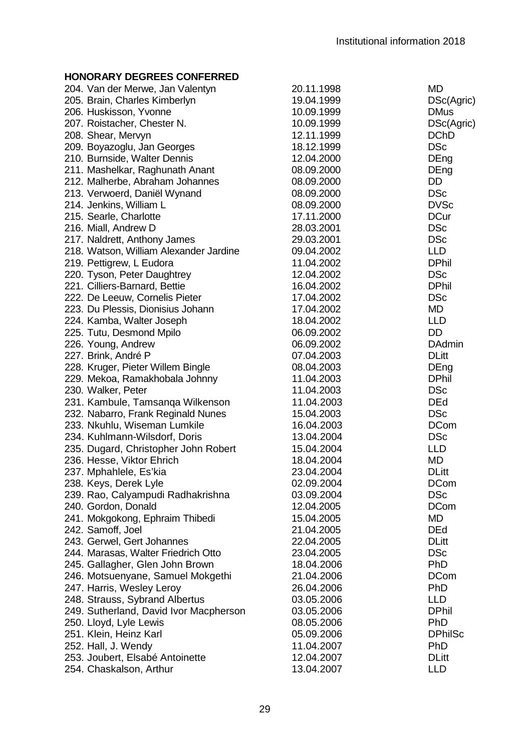**HONORARY DEGREES CONFERRED**

| | | |
|---|---|---|
| 204. Van der Merwe, Jan Valentyn | 20.11.1998 | MD |
| 205. Brain, Charles Kimberlyn | 19.04.1999 | DSc(Agric) |
| 206. Huskisson, Yvonne | 10.09.1999 | DMus |
| 207. Roistacher, Chester N. | 10.09.1999 | DSc(Agric) |
| 208. Shear, Mervyn | 12.11.1999 | DChD |
| 209. Boyazoglu, Jan Georges | 18.12.1999 | DSc |
| 210. Burnside, Walter Dennis | 12.04.2000 | DEng |
| 211. Mashelkar, Raghunath Anant | 08.09.2000 | DEng |
| 212. Malherbe, Abraham Johannes | 08.09.2000 | DD |
| 213. Verwoerd, Daniël Wynand | 08.09.2000 | DSc |
| 214. Jenkins, William L | 08.09.2000 | DVSc |
| 215. Searle, Charlotte | 17.11.2000 | DCur |
| 216. Miall, Andrew D | 28.03.2001 | DSc |
| 217. Naldrett, Anthony James | 29.03.2001 | DSc |
| 218. Watson, William Alexander Jardine | 09.04.2002 | LLD |
| 219. Pettigrew, L Eudora | 11.04.2002 | DPhil |
| 220. Tyson, Peter Daughtrey | 12.04.2002 | DSc |
| 221. Cilliers-Barnard, Bettie | 16.04.2002 | DPhil |
| 222. De Leeuw, Cornelis Pieter | 17.04.2002 | DSc |
| 223. Du Plessis, Dionisius Johann | 17.04.2002 | MD |
| 224. Kamba, Walter Joseph | 18.04.2002 | LLD |
| 225. Tutu, Desmond Mpilo | 06.09.2002 | DD |
| 226. Young, Andrew | 06.09.2002 | DAdmin |
| 227. Brink, André P | 07.04.2003 | DLitt |
| 228. Kruger, Pieter Willem Bingle | 08.04.2003 | DEng |
| 229. Mekoa, Ramakhobala Johnny | 11.04.2003 | DPhil |
| 230. Walker, Peter | 11.04.2003 | DSc |
| 231. Kambule, Tamsanqa Wilkenson | 11.04.2003 | DEd |
| 232. Nabarro, Frank Reginald Nunes | 15.04.2003 | DSc |
| 233. Nkuhlu, Wiseman Lumkile | 16.04.2003 | DCom |
| 234. Kuhlmann-Wilsdorf, Doris | 13.04.2004 | DSc |
| 235. Dugard, Christopher John Robert | 15.04.2004 | LLD |
| 236. Hesse, Viktor Ehrich | 18.04.2004 | MD |
| 237. Mphahlele, Es'kia | 23.04.2004 | DLitt |
| 238. Keys, Derek Lyle | 02.09.2004 | DCom |
| 239. Rao, Calyampudi Radhakrishna | 03.09.2004 | DSc |
| 240. Gordon, Donald | 12.04.2005 | DCom |
| 241. Mokgokong, Ephraim Thibedi | 15.04.2005 | MD |
| 242. Samoff, Joel | 21.04.2005 | DEd |
| 243. Gerwel, Gert Johannes | 22.04.2005 | DLitt |
| 244. Marasas, Walter Friedrich Otto | 23.04.2005 | DSc |
| 245. Gallagher, Glen John Brown | 18.04.2006 | PhD |
| 246. Motsuenyane, Samuel Mokgethi | 21.04.2006 | DCom |
| 247. Harris, Wesley Leroy | 26.04.2006 | PhD |
| 248. Strauss, Sybrand Albertus | 03.05.2006 | LLD |
| 249. Sutherland, David Ivor Macpherson | 03.05.2006 | DPhil |
| 250. Lloyd, Lyle Lewis | 08.05.2006 | PhD |
| 251. Klein, Heinz Karl | 05.09.2006 | DPhilSc |
| 252. Hall, J. Wendy | 11.04.2007 | PhD |
| 253. Joubert, Elsabé Antoinette | 12.04.2007 | DLitt |
| 254. Chaskalson, Arthur | 13.04.2007 | LLD |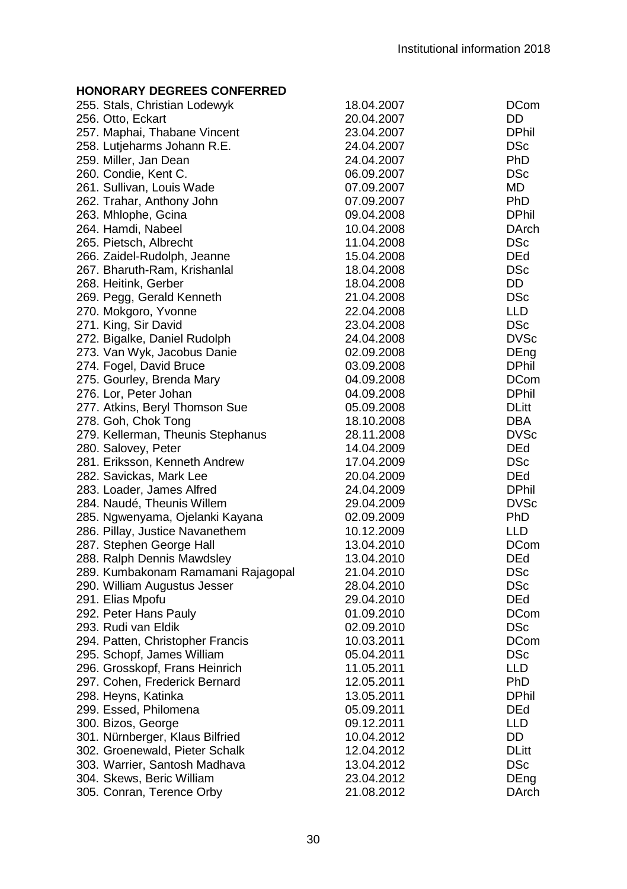## HONORARY DEGREES CONFERRED

| | | |
|---|---|---|
| 255. Stals, Christian Lodewyk | 18.04.2007 | DCom |
| 256. Otto, Eckart | 20.04.2007 | DD |
| 257. Maphai, Thabane Vincent | 23.04.2007 | DPhil |
| 258. Lutjeharms Johann R.E. | 24.04.2007 | DSc |
| 259. Miller, Jan Dean | 24.04.2007 | PhD |
| 260. Condie, Kent C. | 06.09.2007 | DSc |
| 261. Sullivan, Louis Wade | 07.09.2007 | MD |
| 262. Trahar, Anthony John | 07.09.2007 | PhD |
| 263. Mhlophe, Gcina | 09.04.2008 | DPhil |
| 264. Hamdi, Nabeel | 10.04.2008 | DArch |
| 265. Pietsch, Albrecht | 11.04.2008 | DSc |
| 266. Zaidel-Rudolph, Jeanne | 15.04.2008 | DEd |
| 267. Bharuth-Ram, Krishanlal | 18.04.2008 | DSc |
| 268. Heitink, Gerber | 18.04.2008 | DD |
| 269. Pegg, Gerald Kenneth | 21.04.2008 | DSc |
| 270. Mokgoro, Yvonne | 22.04.2008 | LLD |
| 271. King, Sir David | 23.04.2008 | DSc |
| 272. Bigalke, Daniel Rudolph | 24.04.2008 | DVSc |
| 273. Van Wyk, Jacobus Danie | 02.09.2008 | DEng |
| 274. Fogel, David Bruce | 03.09.2008 | DPhil |
| 275. Gourley, Brenda Mary | 04.09.2008 | DCom |
| 276. Lor, Peter Johan | 04.09.2008 | DPhil |
| 277. Atkins, Beryl Thomson Sue | 05.09.2008 | DLitt |
| 278. Goh, Chok Tong | 18.10.2008 | DBA |
| 279. Kellerman, Theunis Stephanus | 28.11.2008 | DVSc |
| 280. Salovey, Peter | 14.04.2009 | DEd |
| 281. Eriksson, Kenneth Andrew | 17.04.2009 | DSc |
| 282. Savickas, Mark Lee | 20.04.2009 | DEd |
| 283. Loader, James Alfred | 24.04.2009 | DPhil |
| 284. Naudé, Theunis Willem | 29.04.2009 | DVSc |
| 285. Ngwenyama, Ojelanki Kayana | 02.09.2009 | PhD |
| 286. Pillay, Justice Navanethem | 10.12.2009 | LLD |
| 287. Stephen George Hall | 13.04.2010 | DCom |
| 288. Ralph Dennis Mawdsley | 13.04.2010 | DEd |
| 289. Kumbakonam Ramamani Rajagopal | 21.04.2010 | DSc |
| 290. William Augustus Jesser | 28.04.2010 | DSc |
| 291. Elias Mpofu | 29.04.2010 | DEd |
| 292. Peter Hans Pauly | 01.09.2010 | DCom |
| 293. Rudi van Eldik | 02.09.2010 | DSc |
| 294. Patten, Christopher Francis | 10.03.2011 | DCom |
| 295. Schopf, James William | 05.04.2011 | DSc |
| 296. Grosskopf, Frans Heinrich | 11.05.2011 | LLD |
| 297. Cohen, Frederick Bernard | 12.05.2011 | PhD |
| 298. Heyns, Katinka | 13.05.2011 | DPhil |
| 299. Essed, Philomena | 05.09.2011 | DEd |
| 300. Bizos, George | 09.12.2011 | LLD |
| 301. Nürnberger, Klaus Bilfried | 10.04.2012 | DD |
| 302. Groenewald, Pieter Schalk | 12.04.2012 | DLitt |
| 303. Warrier, Santosh Madhava | 13.04.2012 | DSc |
| 304. Skews, Beric William | 23.04.2012 | DEng |
| 305. Conran, Terence Orby | 21.08.2012 | DArch |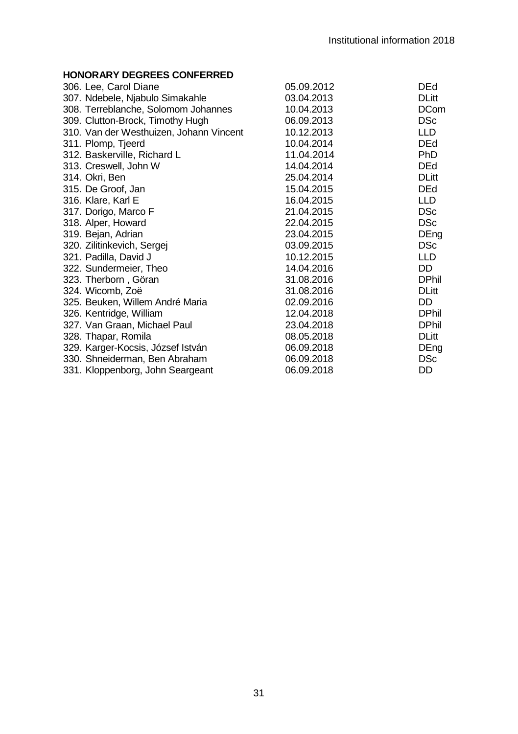**HONORARY DEGREES CONFERRED**

| | | |
|---|---|---|
| 306. Lee, Carol Diane | 05.09.2012 | DEd |
| 307. Ndebele, Njabulo Simakahle | 03.04.2013 | DLitt |
| 308. Terreblanche, Solomom Johannes | 10.04.2013 | DCom |
| 309. Clutton-Brock, Timothy Hugh | 06.09.2013 | DSc |
| 310. Van der Westhuizen, Johann Vincent | 10.12.2013 | LLD |
| 311. Plomp, Tjeerd | 10.04.2014 | DEd |
| 312. Baskerville, Richard L | 11.04.2014 | PhD |
| 313. Creswell, John W | 14.04.2014 | DEd |
| 314. Okri, Ben | 25.04.2014 | DLitt |
| 315. De Groof, Jan | 15.04.2015 | DEd |
| 316. Klare, Karl E | 16.04.2015 | LLD |
| 317. Dorigo, Marco F | 21.04.2015 | DSc |
| 318. Alper, Howard | 22.04.2015 | DSc |
| 319. Bejan, Adrian | 23.04.2015 | DEng |
| 320. Zilitinkevich, Sergej | 03.09.2015 | DSc |
| 321. Padilla, David J | 10.12.2015 | LLD |
| 322. Sundermeier, Theo | 14.04.2016 | DD |
| 323. Therborn , Göran | 31.08.2016 | DPhil |
| 324. Wicomb, Zoë | 31.08.2016 | DLitt |
| 325. Beuken, Willem André Maria | 02.09.2016 | DD |
| 326. Kentridge, William | 12.04.2018 | DPhil |
| 327. Van Graan, Michael Paul | 23.04.2018 | DPhil |
| 328. Thapar, Romila | 08.05.2018 | DLitt |
| 329. Karger-Kocsis, József István | 06.09.2018 | DEng |
| 330. Shneiderman, Ben Abraham | 06.09.2018 | DSc |
| 331. Kloppenborg, John Seargeant | 06.09.2018 | DD |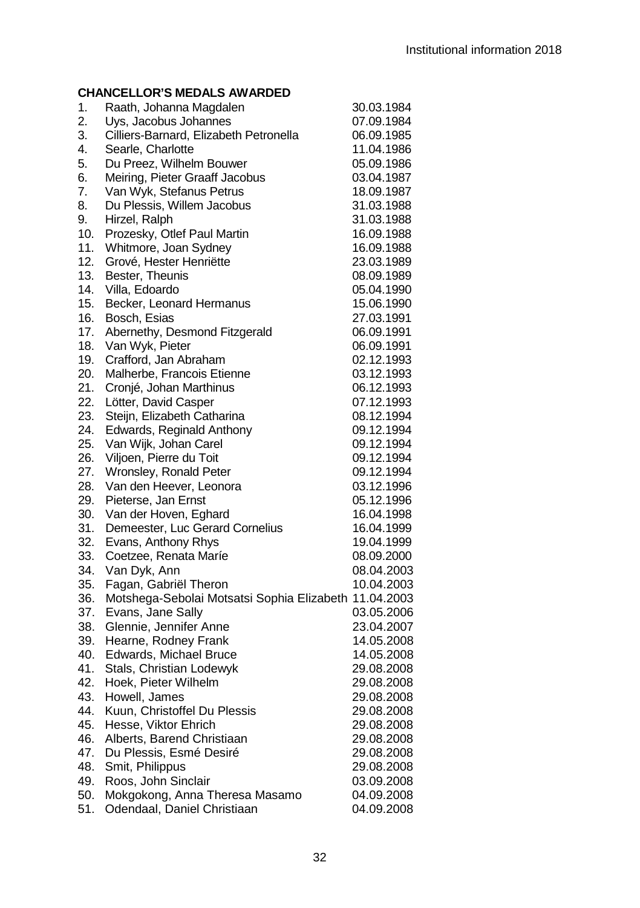**CHANCELLOR'S MEDALS AWARDED**

1. Raath, Johanna Magdalen 30.03.1984
2. Uys, Jacobus Johannes 07.09.1984
3. Cilliers-Barnard, Elizabeth Petronella 06.09.1985
4. Searle, Charlotte 11.04.1986
5. Du Preez, Wilhelm Bouwer 05.09.1986
6. Meiring, Pieter Graaff Jacobus 03.04.1987
7. Van Wyk, Stefanus Petrus 18.09.1987
8. Du Plessis, Willem Jacobus 31.03.1988
9. Hirzel, Ralph 31.03.1988
10. Prozesky, Otlef Paul Martin 16.09.1988
11. Whitmore, Joan Sydney 16.09.1988
12. Grové, Hester Henriëtte 23.03.1989
13. Bester, Theunis 08.09.1989
14. Villa, Edoardo 05.04.1990
15. Becker, Leonard Hermanus 15.06.1990
16. Bosch, Esias 27.03.1991
17. Abernethy, Desmond Fitzgerald 06.09.1991
18. Van Wyk, Pieter 06.09.1991
19. Crafford, Jan Abraham 02.12.1993
20. Malherbe, Francois Etienne 03.12.1993
21. Cronjé, Johan Marthinus 06.12.1993
22. Lötter, David Casper 07.12.1993
23. Steijn, Elizabeth Catharina 08.12.1994
24. Edwards, Reginald Anthony 09.12.1994
25. Van Wijk, Johan Carel 09.12.1994
26. Viljoen, Pierre du Toit 09.12.1994
27. Wronsley, Ronald Peter 09.12.1994
28. Van den Heever, Leonora 03.12.1996
29. Pieterse, Jan Ernst 05.12.1996
30. Van der Hoven, Eghard 16.04.1998
31. Demeester, Luc Gerard Cornelius 16.04.1999
32. Evans, Anthony Rhys 19.04.1999
33. Coetzee, Renata Maríe 08.09.2000
34. Van Dyk, Ann 08.04.2003
35. Fagan, Gabriël Theron 10.04.2003
36. Motshega-Sebolai Motsatsi Sophia Elizabeth 11.04.2003
37. Evans, Jane Sally 03.05.2006
38. Glennie, Jennifer Anne 23.04.2007
39. Hearne, Rodney Frank 14.05.2008
40. Edwards, Michael Bruce 14.05.2008
41. Stals, Christian Lodewyk 29.08.2008
42. Hoek, Pieter Wilhelm 29.08.2008
43. Howell, James 29.08.2008
44. Kuun, Christoffel Du Plessis 29.08.2008
45. Hesse, Viktor Ehrich 29.08.2008
46. Alberts, Barend Christiaan 29.08.2008
47. Du Plessis, Esmé Desiré 29.08.2008
48. Smit, Philippus 29.08.2008
49. Roos, John Sinclair 03.09.2008
50. Mokgokong, Anna Theresa Masamo 04.09.2008
51. Odendaal, Daniel Christiaan 04.09.2008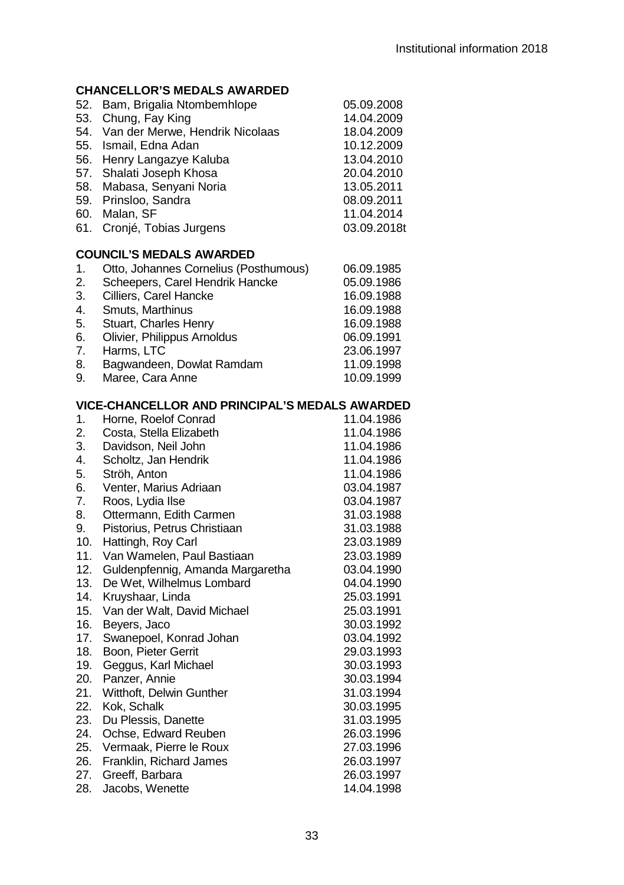### CHANCELLOR'S MEDALS AWARDED

| | | |
|---|---|---|
| 52. | Bam, Brigalia Ntombemhlope | 05.09.2008 |
| 53. | Chung, Fay King | 14.04.2009 |
| 54. | Van der Merwe, Hendrik Nicolaas | 18.04.2009 |
| 55. | Ismail, Edna Adan | 10.12.2009 |
| 56. | Henry Langazye Kaluba | 13.04.2010 |
| 57. | Shalati Joseph Khosa | 20.04.2010 |
| 58. | Mabasa, Senyani Noria | 13.05.2011 |
| 59. | Prinsloo, Sandra | 08.09.2011 |
| 60. | Malan, SF | 11.04.2014 |
| 61. | Cronjé, Tobias Jurgens | 03.09.2018t |

### COUNCIL'S MEDALS AWARDED

| | | |
|---|---|---|
| 1. | Otto, Johannes Cornelius (Posthumous) | 06.09.1985 |
| 2. | Scheepers, Carel Hendrik Hancke | 05.09.1986 |
| 3. | Cilliers, Carel Hancke | 16.09.1988 |
| 4. | Smuts, Marthinus | 16.09.1988 |
| 5. | Stuart, Charles Henry | 16.09.1988 |
| 6. | Olivier, Philippus Arnoldus | 06.09.1991 |
| 7. | Harms, LTC | 23.06.1997 |
| 8. | Bagwandeen, Dowlat Ramdam | 11.09.1998 |
| 9. | Maree, Cara Anne | 10.09.1999 |

### VICE-CHANCELLOR AND PRINCIPAL'S MEDALS AWARDED

| | | |
|---|---|---|
| 1. | Horne, Roelof Conrad | 11.04.1986 |
| 2. | Costa, Stella Elizabeth | 11.04.1986 |
| 3. | Davidson, Neil John | 11.04.1986 |
| 4. | Scholtz, Jan Hendrik | 11.04.1986 |
| 5. | Ströh, Anton | 11.04.1986 |
| 6. | Venter, Marius Adriaan | 03.04.1987 |
| 7. | Roos, Lydia Ilse | 03.04.1987 |
| 8. | Ottermann, Edith Carmen | 31.03.1988 |
| 9. | Pistorius, Petrus Christiaan | 31.03.1988 |
| 10. | Hattingh, Roy Carl | 23.03.1989 |
| 11. | Van Wamelen, Paul Bastiaan | 23.03.1989 |
| 12. | Guldenpfennig, Amanda Margaretha | 03.04.1990 |
| 13. | De Wet, Wilhelmus Lombard | 04.04.1990 |
| 14. | Kruyshaar, Linda | 25.03.1991 |
| 15. | Van der Walt, David Michael | 25.03.1991 |
| 16. | Beyers, Jaco | 30.03.1992 |
| 17. | Swanepoel, Konrad Johan | 03.04.1992 |
| 18. | Boon, Pieter Gerrit | 29.03.1993 |
| 19. | Geggus, Karl Michael | 30.03.1993 |
| 20. | Panzer, Annie | 30.03.1994 |
| 21. | Witthoft, Delwin Gunther | 31.03.1994 |
| 22. | Kok, Schalk | 30.03.1995 |
| 23. | Du Plessis, Danette | 31.03.1995 |
| 24. | Ochse, Edward Reuben | 26.03.1996 |
| 25. | Vermaak, Pierre le Roux | 27.03.1996 |
| 26. | Franklin, Richard James | 26.03.1997 |
| 27. | Greeff, Barbara | 26.03.1997 |
| 28. | Jacobs, Wenette | 14.04.1998 |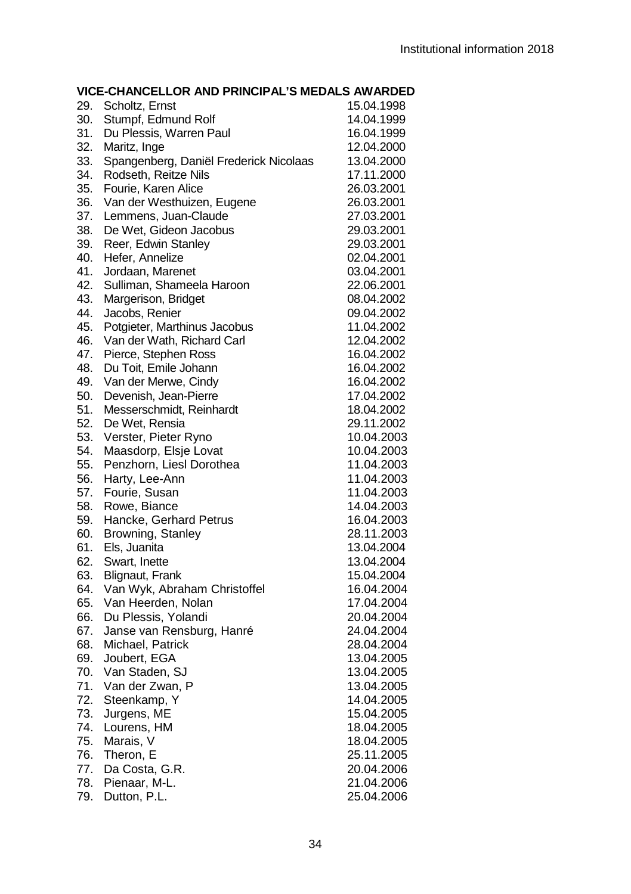### VICE-CHANCELLOR AND PRINCIPAL'S MEDALS AWARDED

| No. | Name | Date |
|---|---|---|
| 29. | Scholtz, Ernst | 15.04.1998 |
| 30. | Stumpf, Edmund Rolf | 14.04.1999 |
| 31. | Du Plessis, Warren Paul | 16.04.1999 |
| 32. | Maritz, Inge | 12.04.2000 |
| 33. | Spangenberg, Daniël Frederick Nicolaas | 13.04.2000 |
| 34. | Rodseth, Reitze Nils | 17.11.2000 |
| 35. | Fourie, Karen Alice | 26.03.2001 |
| 36. | Van der Westhuizen, Eugene | 26.03.2001 |
| 37. | Lemmens, Juan-Claude | 27.03.2001 |
| 38. | De Wet, Gideon Jacobus | 29.03.2001 |
| 39. | Reer, Edwin Stanley | 29.03.2001 |
| 40. | Hefer, Annelize | 02.04.2001 |
| 41. | Jordaan, Marenet | 03.04.2001 |
| 42. | Sulliman, Shameela Haroon | 22.06.2001 |
| 43. | Margerison, Bridget | 08.04.2002 |
| 44. | Jacobs, Renier | 09.04.2002 |
| 45. | Potgieter, Marthinus Jacobus | 11.04.2002 |
| 46. | Van der Wath, Richard Carl | 12.04.2002 |
| 47. | Pierce, Stephen Ross | 16.04.2002 |
| 48. | Du Toit, Emile Johann | 16.04.2002 |
| 49. | Van der Merwe, Cindy | 16.04.2002 |
| 50. | Devenish, Jean-Pierre | 17.04.2002 |
| 51. | Messerschmidt, Reinhardt | 18.04.2002 |
| 52. | De Wet, Rensia | 29.11.2002 |
| 53. | Verster, Pieter Ryno | 10.04.2003 |
| 54. | Maasdorp, Elsje Lovat | 10.04.2003 |
| 55. | Penzhorn, Liesl Dorothea | 11.04.2003 |
| 56. | Harty, Lee-Ann | 11.04.2003 |
| 57. | Fourie, Susan | 11.04.2003 |
| 58. | Rowe, Biance | 14.04.2003 |
| 59. | Hancke, Gerhard Petrus | 16.04.2003 |
| 60. | Browning, Stanley | 28.11.2003 |
| 61. | Els, Juanita | 13.04.2004 |
| 62. | Swart, Inette | 13.04.2004 |
| 63. | Blignaut, Frank | 15.04.2004 |
| 64. | Van Wyk, Abraham Christoffel | 16.04.2004 |
| 65. | Van Heerden, Nolan | 17.04.2004 |
| 66. | Du Plessis, Yolandi | 20.04.2004 |
| 67. | Janse van Rensburg, Hanré | 24.04.2004 |
| 68. | Michael, Patrick | 28.04.2004 |
| 69. | Joubert, EGA | 13.04.2005 |
| 70. | Van Staden, SJ | 13.04.2005 |
| 71. | Van der Zwan, P | 13.04.2005 |
| 72. | Steenkamp, Y | 14.04.2005 |
| 73. | Jurgens, ME | 15.04.2005 |
| 74. | Lourens, HM | 18.04.2005 |
| 75. | Marais, V | 18.04.2005 |
| 76. | Theron, E | 25.11.2005 |
| 77. | Da Costa, G.R. | 20.04.2006 |
| 78. | Pienaar, M-L. | 21.04.2006 |
| 79. | Dutton, P.L. | 25.04.2006 |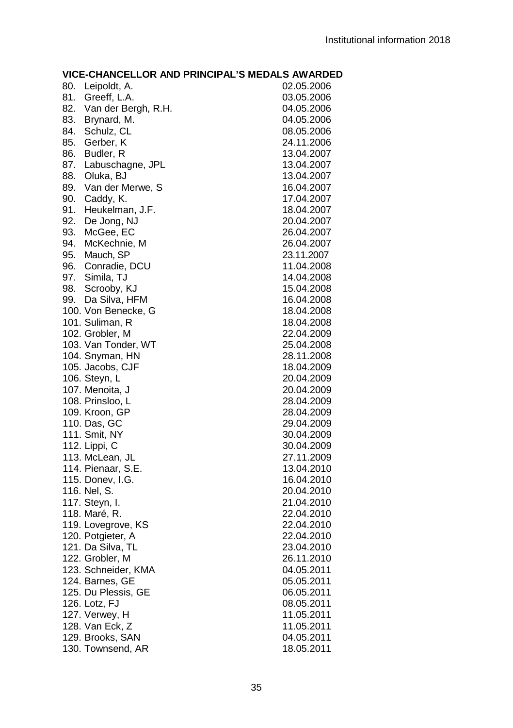**VICE-CHANCELLOR AND PRINCIPAL'S MEDALS AWARDED**

| | |
|---|---|
| 80. Leipoldt, A. | 02.05.2006 |
| 81. Greeff, L.A. | 03.05.2006 |
| 82. Van der Bergh, R.H. | 04.05.2006 |
| 83. Brynard, M. | 04.05.2006 |
| 84. Schulz, CL | 08.05.2006 |
| 85. Gerber, K | 24.11.2006 |
| 86. Budler, R | 13.04.2007 |
| 87. Labuschagne, JPL | 13.04.2007 |
| 88. Oluka, BJ | 13.04.2007 |
| 89. Van der Merwe, S | 16.04.2007 |
| 90. Caddy, K. | 17.04.2007 |
| 91. Heukelman, J.F. | 18.04.2007 |
| 92. De Jong, NJ | 20.04.2007 |
| 93. McGee, EC | 26.04.2007 |
| 94. McKechnie, M | 26.04.2007 |
| 95. Mauch, SP | 23.11.2007 |
| 96. Conradie, DCU | 11.04.2008 |
| 97. Simila, TJ | 14.04.2008 |
| 98. Scrooby, KJ | 15.04.2008 |
| 99. Da Silva, HFM | 16.04.2008 |
| 100. Von Benecke, G | 18.04.2008 |
| 101. Suliman, R | 18.04.2008 |
| 102. Grobler, M | 22.04.2009 |
| 103. Van Tonder, WT | 25.04.2008 |
| 104. Snyman, HN | 28.11.2008 |
| 105. Jacobs, CJF | 18.04.2009 |
| 106. Steyn, L | 20.04.2009 |
| 107. Menoita, J | 20.04.2009 |
| 108. Prinsloo, L | 28.04.2009 |
| 109. Kroon, GP | 28.04.2009 |
| 110. Das, GC | 29.04.2009 |
| 111. Smit, NY | 30.04.2009 |
| 112. Lippi, C | 30.04.2009 |
| 113. McLean, JL | 27.11.2009 |
| 114. Pienaar, S.E. | 13.04.2010 |
| 115. Donev, I.G. | 16.04.2010 |
| 116. Nel, S. | 20.04.2010 |
| 117. Steyn, I. | 21.04.2010 |
| 118. Maré, R. | 22.04.2010 |
| 119. Lovegrove, KS | 22.04.2010 |
| 120. Potgieter, A | 22.04.2010 |
| 121. Da Silva, TL | 23.04.2010 |
| 122. Grobler, M | 26.11.2010 |
| 123. Schneider, KMA | 04.05.2011 |
| 124. Barnes, GE | 05.05.2011 |
| 125. Du Plessis, GE | 06.05.2011 |
| 126. Lotz, FJ | 08.05.2011 |
| 127. Verwey, H | 11.05.2011 |
| 128. Van Eck, Z | 11.05.2011 |
| 129. Brooks, SAN | 04.05.2011 |
| 130. Townsend, AR | 18.05.2011 |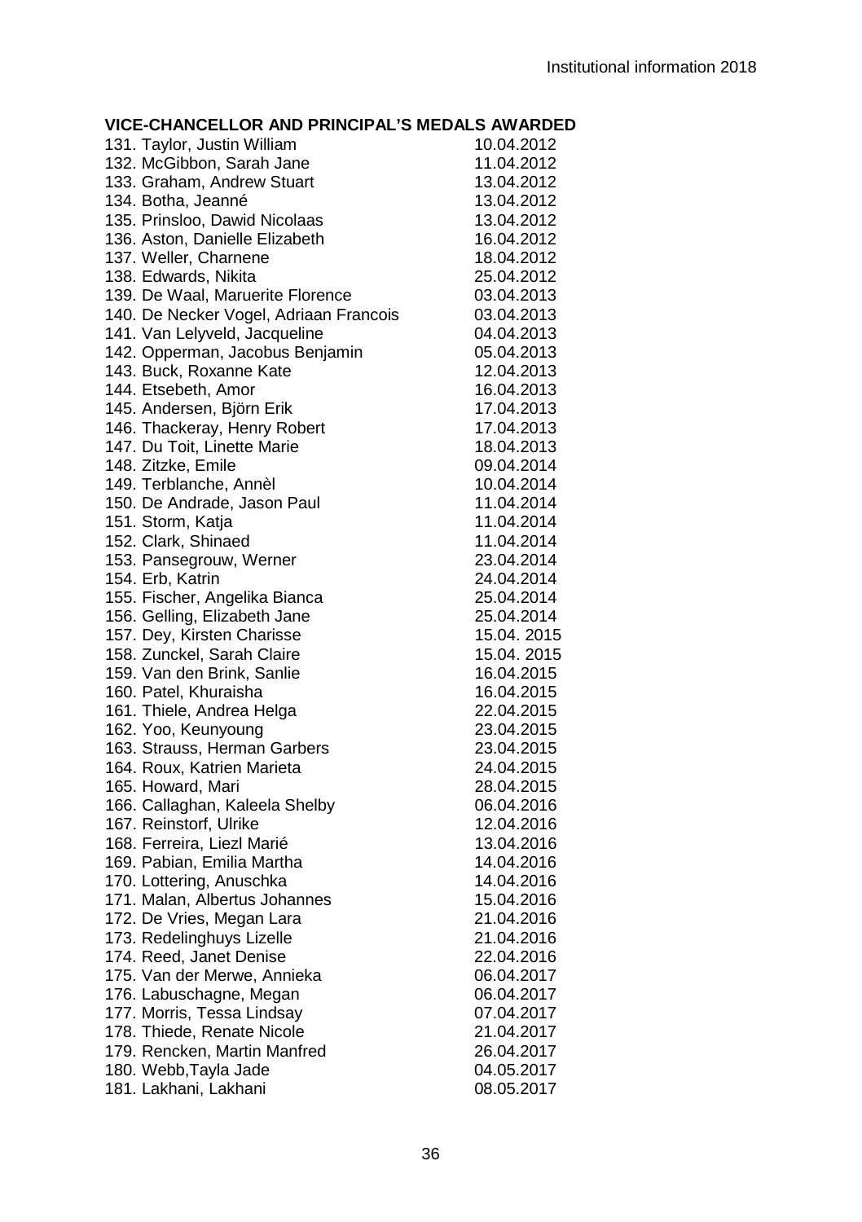## VICE-CHANCELLOR AND PRINCIPAL'S MEDALS AWARDED

| | |
|---|---|
| 131. Taylor, Justin William | 10.04.2012 |
| 132. McGibbon, Sarah Jane | 11.04.2012 |
| 133. Graham, Andrew Stuart | 13.04.2012 |
| 134. Botha, Jeanné | 13.04.2012 |
| 135. Prinsloo, Dawid Nicolaas | 13.04.2012 |
| 136. Aston, Danielle Elizabeth | 16.04.2012 |
| 137. Weller, Charnene | 18.04.2012 |
| 138. Edwards, Nikita | 25.04.2012 |
| 139. De Waal, Maruerite Florence | 03.04.2013 |
| 140. De Necker Vogel, Adriaan Francois | 03.04.2013 |
| 141. Van Lelyveld, Jacqueline | 04.04.2013 |
| 142. Opperman, Jacobus Benjamin | 05.04.2013 |
| 143. Buck, Roxanne Kate | 12.04.2013 |
| 144. Etsebeth, Amor | 16.04.2013 |
| 145. Andersen, Björn Erik | 17.04.2013 |
| 146. Thackeray, Henry Robert | 17.04.2013 |
| 147. Du Toit, Linette Marie | 18.04.2013 |
| 148. Zitzke, Emile | 09.04.2014 |
| 149. Terblanche, Annèl | 10.04.2014 |
| 150. De Andrade, Jason Paul | 11.04.2014 |
| 151. Storm, Katja | 11.04.2014 |
| 152. Clark, Shinaed | 11.04.2014 |
| 153. Pansegrouw, Werner | 23.04.2014 |
| 154. Erb, Katrin | 24.04.2014 |
| 155. Fischer, Angelika Bianca | 25.04.2014 |
| 156. Gelling, Elizabeth Jane | 25.04.2014 |
| 157. Dey, Kirsten Charisse | 15.04. 2015 |
| 158. Zunckel, Sarah Claire | 15.04. 2015 |
| 159. Van den Brink, Sanlie | 16.04.2015 |
| 160. Patel, Khuraisha | 16.04.2015 |
| 161. Thiele, Andrea Helga | 22.04.2015 |
| 162. Yoo, Keunyoung | 23.04.2015 |
| 163. Strauss, Herman Garbers | 23.04.2015 |
| 164. Roux, Katrien Marieta | 24.04.2015 |
| 165. Howard, Mari | 28.04.2015 |
| 166. Callaghan, Kaleela Shelby | 06.04.2016 |
| 167. Reinstorf, Ulrike | 12.04.2016 |
| 168. Ferreira, Liezl Marié | 13.04.2016 |
| 169. Pabian, Emilia Martha | 14.04.2016 |
| 170. Lottering, Anuschka | 14.04.2016 |
| 171. Malan, Albertus Johannes | 15.04.2016 |
| 172. De Vries, Megan Lara | 21.04.2016 |
| 173. Redelinghuys Lizelle | 21.04.2016 |
| 174. Reed, Janet Denise | 22.04.2016 |
| 175. Van der Merwe, Annieka | 06.04.2017 |
| 176. Labuschagne, Megan | 06.04.2017 |
| 177. Morris, Tessa Lindsay | 07.04.2017 |
| 178. Thiede, Renate Nicole | 21.04.2017 |
| 179. Rencken, Martin Manfred | 26.04.2017 |
| 180. Webb,Tayla Jade | 04.05.2017 |
| 181. Lakhani, Lakhani | 08.05.2017 |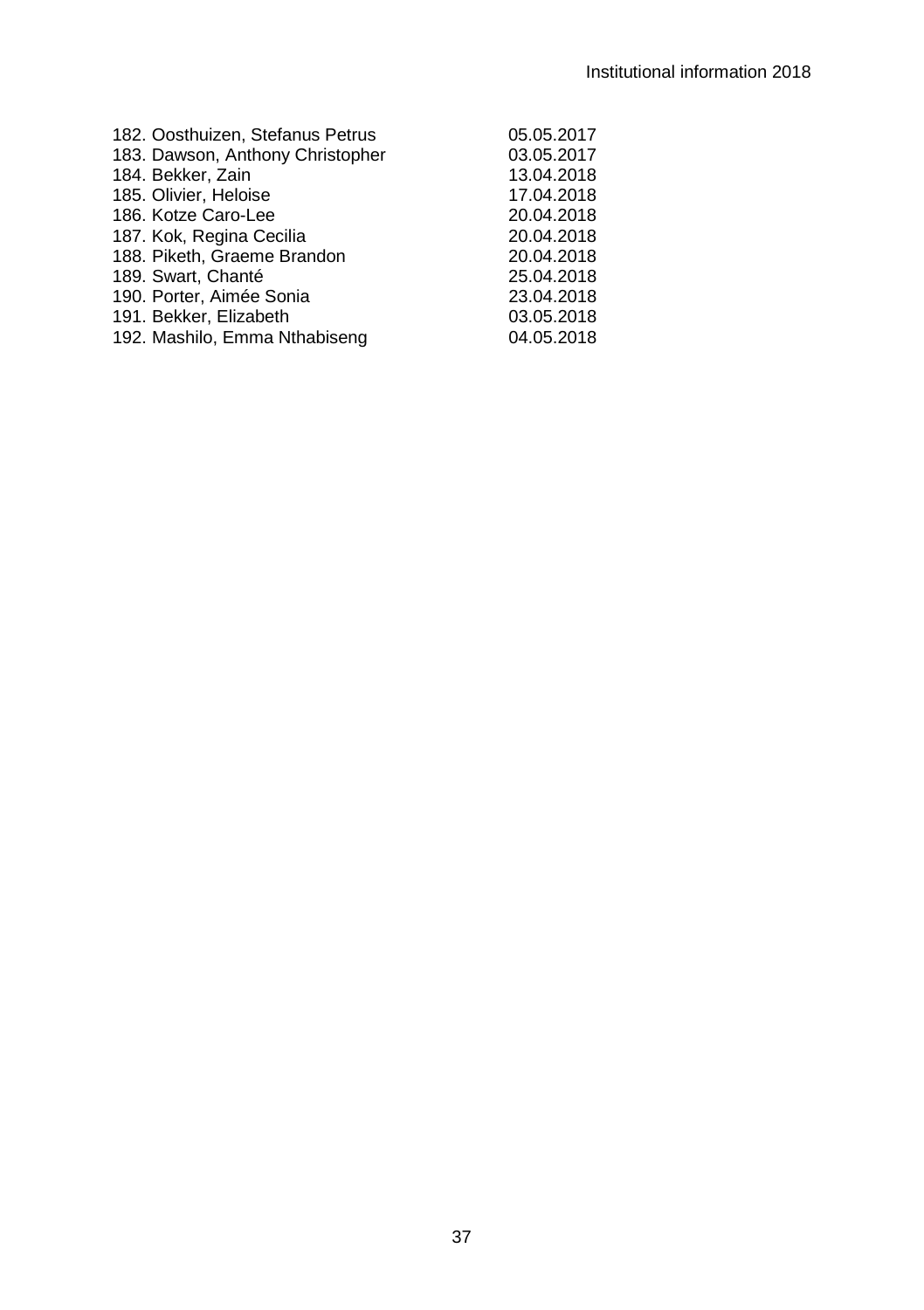| | |
|---|---|
| 182. Oosthuizen, Stefanus Petrus | 05.05.2017 |
| 183. Dawson, Anthony Christopher | 03.05.2017 |
| 184. Bekker, Zain | 13.04.2018 |
| 185. Olivier, Heloise | 17.04.2018 |
| 186. Kotze Caro-Lee | 20.04.2018 |
| 187. Kok, Regina Cecilia | 20.04.2018 |
| 188. Piketh, Graeme Brandon | 20.04.2018 |
| 189. Swart, Chanté | 25.04.2018 |
| 190. Porter, Aimée Sonia | 23.04.2018 |
| 191. Bekker, Elizabeth | 03.05.2018 |
| 192. Mashilo, Emma Nthabiseng | 04.05.2018 |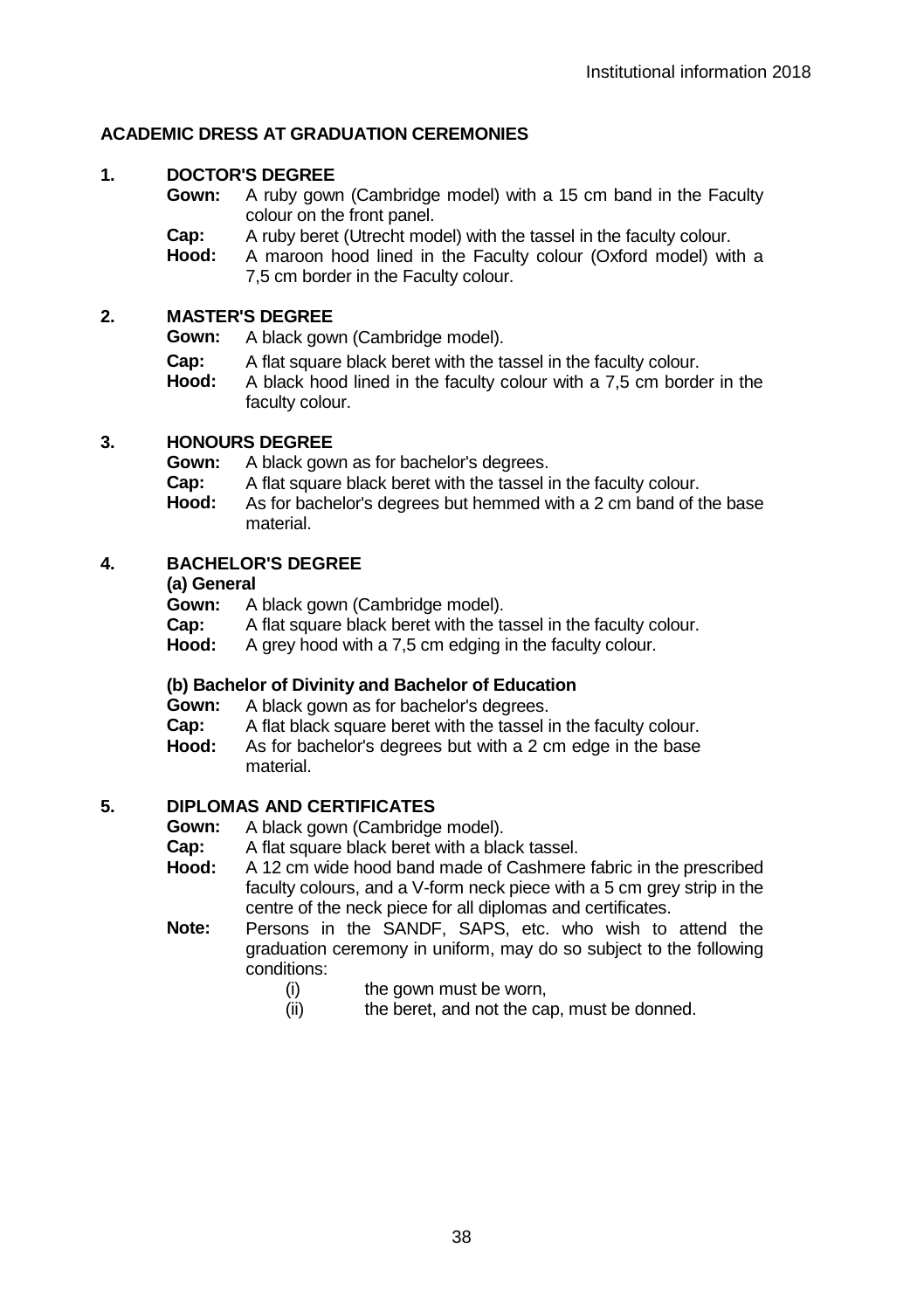## ACADEMIC DRESS AT GRADUATION CEREMONIES

### 1. DOCTOR'S DEGREE

**Gown:** A ruby gown (Cambridge model) with a 15 cm band in the Faculty colour on the front panel.

**Cap:** A ruby beret (Utrecht model) with the tassel in the faculty colour.

**Hood:** A maroon hood lined in the Faculty colour (Oxford model) with a 7,5 cm border in the Faculty colour.

### 2. MASTER'S DEGREE

**Gown:** A black gown (Cambridge model).

**Cap:** A flat square black beret with the tassel in the faculty colour.

**Hood:** A black hood lined in the faculty colour with a 7,5 cm border in the faculty colour.

### 3. HONOURS DEGREE

**Gown:** A black gown as for bachelor's degrees.

**Cap:** A flat square black beret with the tassel in the faculty colour.

**Hood:** As for bachelor's degrees but hemmed with a 2 cm band of the base material.

### 4. BACHELOR'S DEGREE

**(a) General**

**Gown:** A black gown (Cambridge model).

**Cap:** A flat square black beret with the tassel in the faculty colour.

**Hood:** A grey hood with a 7,5 cm edging in the faculty colour.

**(b) Bachelor of Divinity and Bachelor of Education**

**Gown:** A black gown as for bachelor's degrees.

**Cap:** A flat black square beret with the tassel in the faculty colour.

**Hood:** As for bachelor's degrees but with a 2 cm edge in the base material.

### 5. DIPLOMAS AND CERTIFICATES

**Gown:** A black gown (Cambridge model).

**Cap:** A flat square black beret with a black tassel.

**Hood:** A 12 cm wide hood band made of Cashmere fabric in the prescribed faculty colours, and a V-form neck piece with a 5 cm grey strip in the centre of the neck piece for all diplomas and certificates.

**Note:** Persons in the SANDF, SAPS, etc. who wish to attend the graduation ceremony in uniform, may do so subject to the following conditions:

(i) the gown must be worn,

(ii) the beret, and not the cap, must be donned.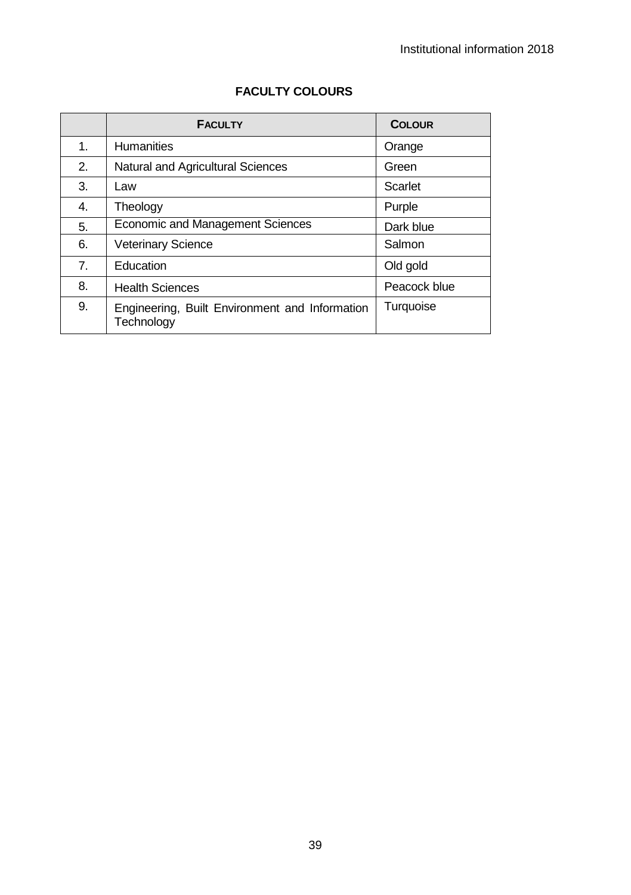## FACULTY COLOURS

| | FACULTY | COLOUR |
|---|---|---|
| 1. | Humanities | Orange |
| 2. | Natural and Agricultural Sciences | Green |
| 3. | Law | Scarlet |
| 4. | Theology | Purple |
| 5. | Economic and Management Sciences | Dark blue |
| 6. | Veterinary Science | Salmon |
| 7. | Education | Old gold |
| 8. | Health Sciences | Peacock blue |
| 9. | Engineering, Built Environment and Information Technology | Turquoise |